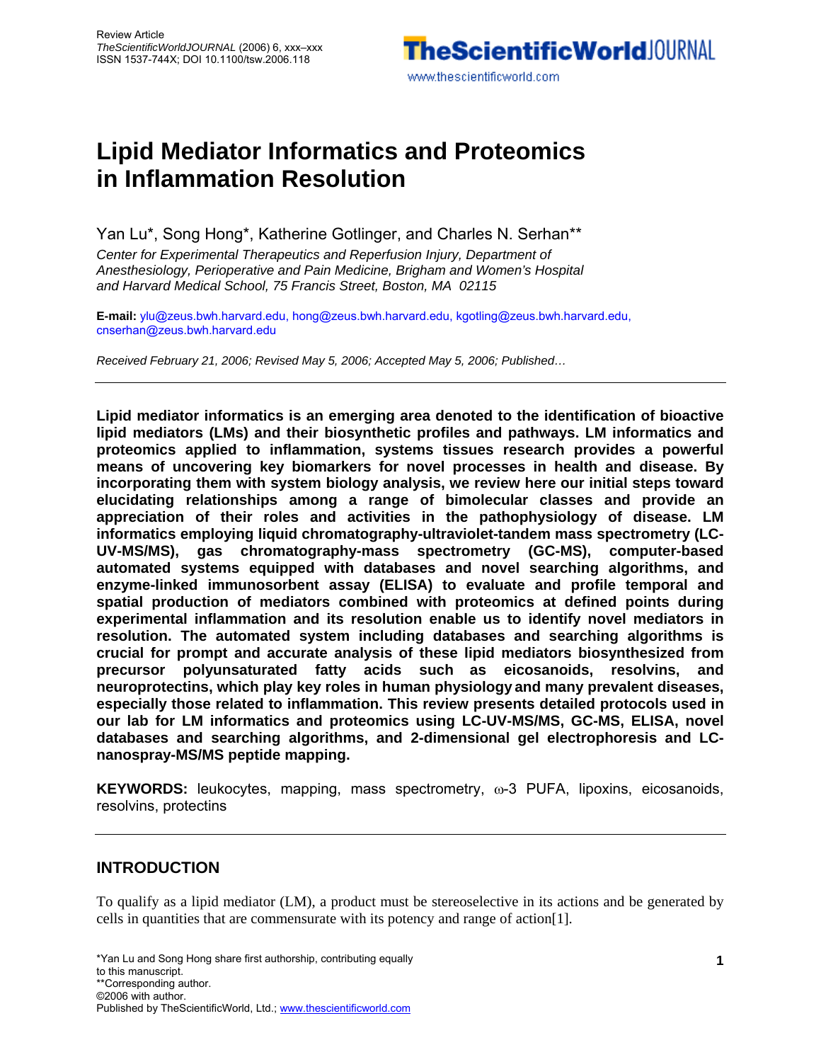Review Article
*TheScientificWorldJOURNAL* (2006) 6, xxx–xxx
ISSN 1537-744X; DOI 10.1100/tsw.2006.118

# Lipid Mediator Informatics and Proteomics in Inflammation Resolution

Yan Lu*, Song Hong*, Katherine Gotlinger, and Charles N. Serhan**

*Center for Experimental Therapeutics and Reperfusion Injury, Department of Anesthesiology, Perioperative and Pain Medicine, Brigham and Women's Hospital and Harvard Medical School, 75 Francis Street, Boston, MA 02115*

**E-mail:** ylu@zeus.bwh.harvard.edu, hong@zeus.bwh.harvard.edu, kgotling@zeus.bwh.harvard.edu, cnserhan@zeus.bwh.harvard.edu

*Received February 21, 2006; Revised May 5, 2006; Accepted May 5, 2006; Published…*

---

**Lipid mediator informatics is an emerging area denoted to the identification of bioactive lipid mediators (LMs) and their biosynthetic profiles and pathways. LM informatics and proteomics applied to inflammation, systems tissues research provides a powerful means of uncovering key biomarkers for novel processes in health and disease. By incorporating them with system biology analysis, we review here our initial steps toward elucidating relationships among a range of bimolecular classes and provide an appreciation of their roles and activities in the pathophysiology of disease. LM informatics employing liquid chromatography-ultraviolet-tandem mass spectrometry (LC-UV-MS/MS), gas chromatography-mass spectrometry (GC-MS), computer-based automated systems equipped with databases and novel searching algorithms, and enzyme-linked immunosorbent assay (ELISA) to evaluate and profile temporal and spatial production of mediators combined with proteomics at defined points during experimental inflammation and its resolution enable us to identify novel mediators in resolution. The automated system including databases and searching algorithms is crucial for prompt and accurate analysis of these lipid mediators biosynthesized from precursor polyunsaturated fatty acids such as eicosanoids, resolvins, and neuroprotectins, which play key roles in human physiology and many prevalent diseases, especially those related to inflammation. This review presents detailed protocols used in our lab for LM informatics and proteomics using LC-UV-MS/MS, GC-MS, ELISA, novel databases and searching algorithms, and 2-dimensional gel electrophoresis and LC-nanospray-MS/MS peptide mapping.**

**KEYWORDS:** leukocytes, mapping, mass spectrometry, ω-3 PUFA, lipoxins, eicosanoids, resolvins, protectins

---

## INTRODUCTION

To qualify as a lipid mediator (LM), a product must be stereoselective in its actions and be generated by cells in quantities that are commensurate with its potency and range of action[1].

*Yan Lu and Song Hong share first authorship, contributing equally to this manuscript.
**Corresponding author.
©2006 with author.
Published by TheScientificWorld, Ltd.; www.thescientificworld.com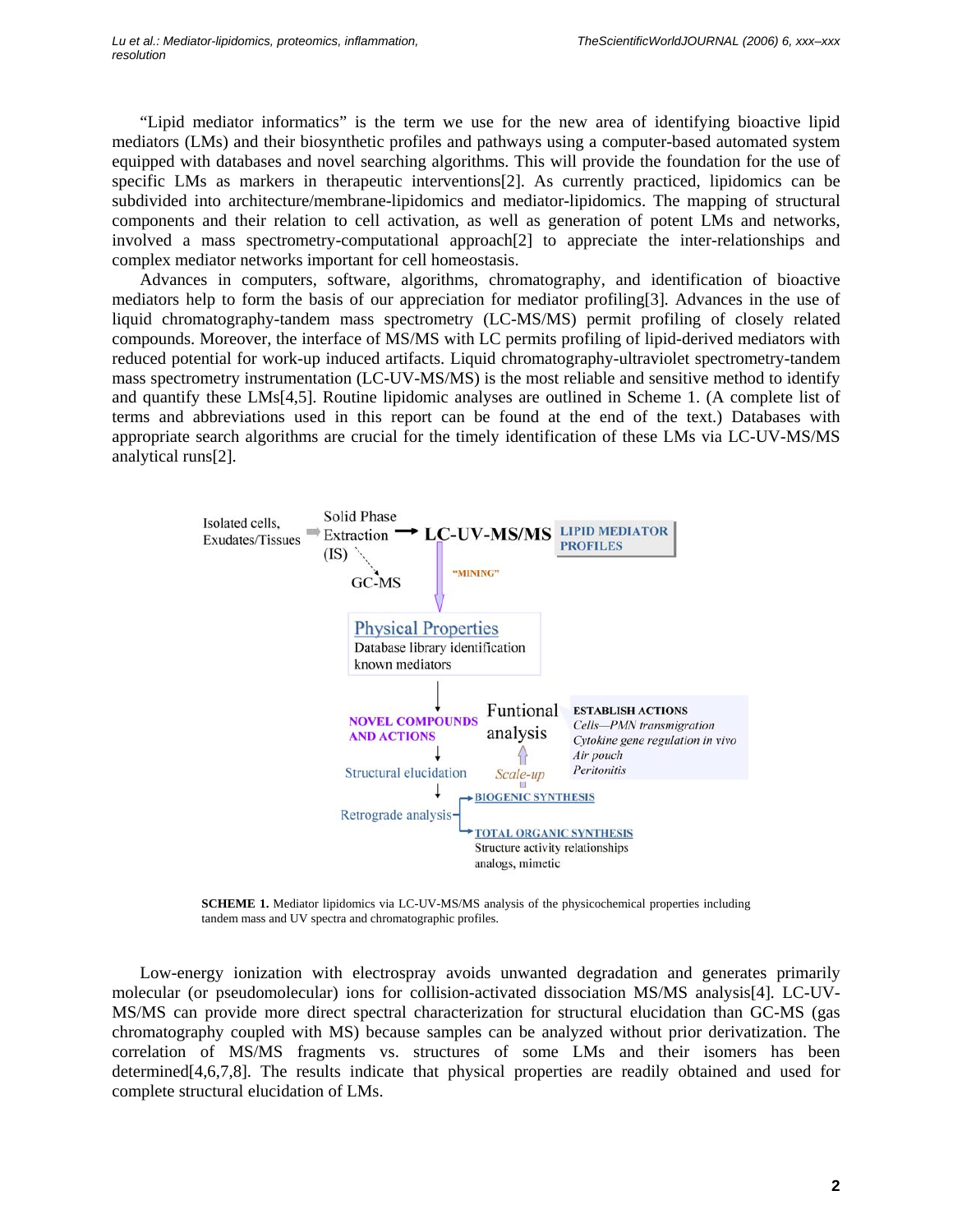"Lipid mediator informatics" is the term we use for the new area of identifying bioactive lipid mediators (LMs) and their biosynthetic profiles and pathways using a computer-based automated system equipped with databases and novel searching algorithms. This will provide the foundation for the use of specific LMs as markers in therapeutic interventions[2]. As currently practiced, lipidomics can be subdivided into architecture/membrane-lipidomics and mediator-lipidomics. The mapping of structural components and their relation to cell activation, as well as generation of potent LMs and networks, involved a mass spectrometry-computational approach[2] to appreciate the inter-relationships and complex mediator networks important for cell homeostasis.

Advances in computers, software, algorithms, chromatography, and identification of bioactive mediators help to form the basis of our appreciation for mediator profiling[3]. Advances in the use of liquid chromatography-tandem mass spectrometry (LC-MS/MS) permit profiling of closely related compounds. Moreover, the interface of MS/MS with LC permits profiling of lipid-derived mediators with reduced potential for work-up induced artifacts. Liquid chromatography-ultraviolet spectrometry-tandem mass spectrometry instrumentation (LC-UV-MS/MS) is the most reliable and sensitive method to identify and quantify these LMs[4,5]. Routine lipidomic analyses are outlined in Scheme 1. (A complete list of terms and abbreviations used in this report can be found at the end of the text.) Databases with appropriate search algorithms are crucial for the timely identification of these LMs via LC-UV-MS/MS analytical runs[2].

Isolated cells, Exudates/Tissues → Solid Phase Extraction (IS) → LC-UV-MS/MS → LIPID MEDIATOR PROFILES

Solid Phase Extraction (IS) → GC-MS

"MINING"

Physical Properties
Database library identification known mediators

NOVEL COMPOUNDS AND ACTIONS

Funtional analysis

ESTABLISH ACTIONS
*Cells—PMN transmigration*
*Cytokine gene regulation in vivo*
*Air pouch*
*Peritonitis*

Structural elucidation

*Scale-up*

Retrograde analysis → BIOGENIC SYNTHESIS

Retrograde analysis → TOTAL ORGANIC SYNTHESIS
Structure activity relationships analogs, mimetic

**SCHEME 1.** Mediator lipidomics via LC-UV-MS/MS analysis of the physicochemical properties including tandem mass and UV spectra and chromatographic profiles.

Low-energy ionization with electrospray avoids unwanted degradation and generates primarily molecular (or pseudomolecular) ions for collision-activated dissociation MS/MS analysis[4]. LC-UV-MS/MS can provide more direct spectral characterization for structural elucidation than GC-MS (gas chromatography coupled with MS) because samples can be analyzed without prior derivatization. The correlation of MS/MS fragments vs. structures of some LMs and their isomers has been determined[4,6,7,8]. The results indicate that physical properties are readily obtained and used for complete structural elucidation of LMs.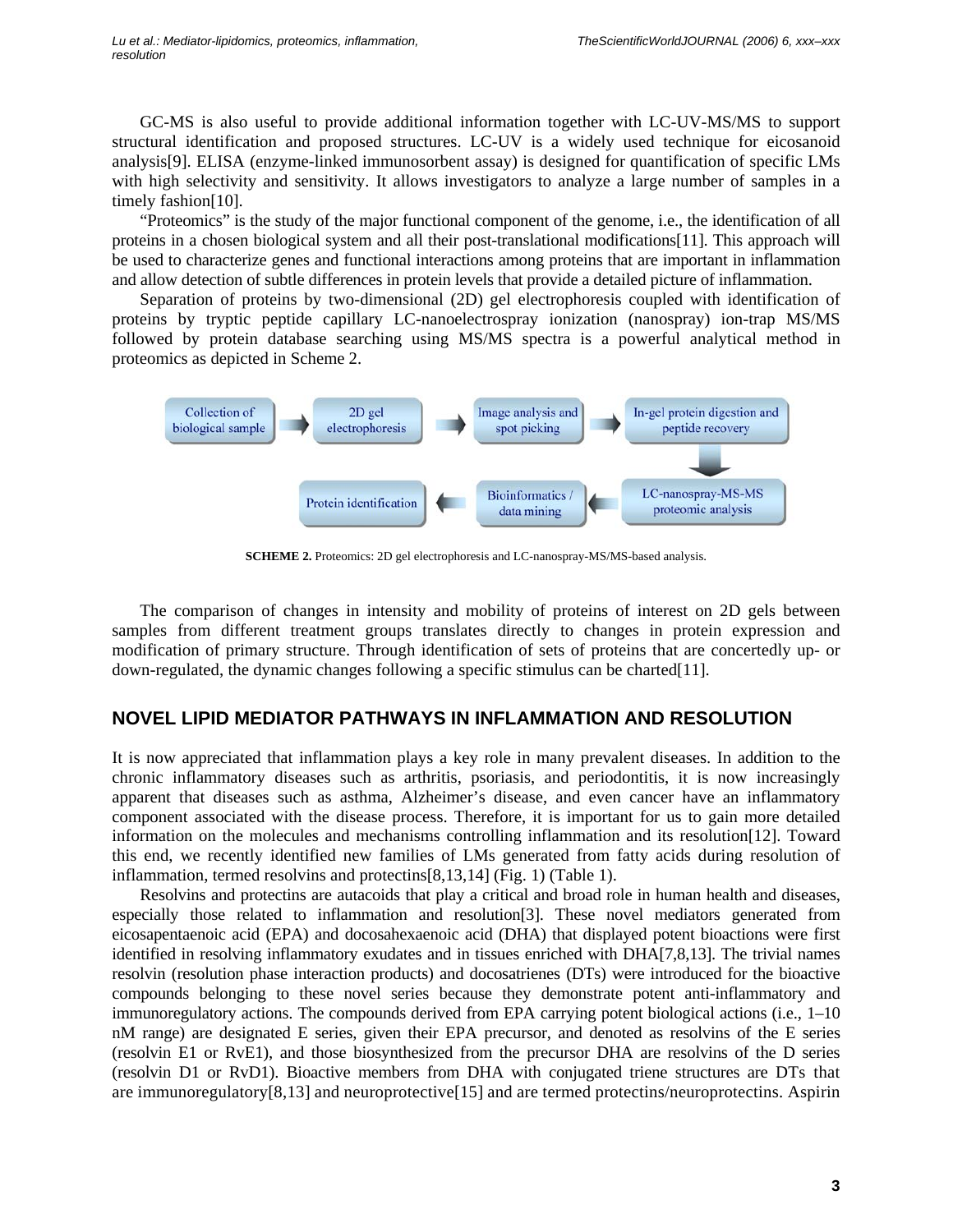GC-MS is also useful to provide additional information together with LC-UV-MS/MS to support structural identification and proposed structures. LC-UV is a widely used technique for eicosanoid analysis[9]. ELISA (enzyme-linked immunosorbent assay) is designed for quantification of specific LMs with high selectivity and sensitivity. It allows investigators to analyze a large number of samples in a timely fashion[10].

"Proteomics" is the study of the major functional component of the genome, i.e., the identification of all proteins in a chosen biological system and all their post-translational modifications[11]. This approach will be used to characterize genes and functional interactions among proteins that are important in inflammation and allow detection of subtle differences in protein levels that provide a detailed picture of inflammation.

Separation of proteins by two-dimensional (2D) gel electrophoresis coupled with identification of proteins by tryptic peptide capillary LC-nanoelectrospray ionization (nanospray) ion-trap MS/MS followed by protein database searching using MS/MS spectra is a powerful analytical method in proteomics as depicted in Scheme 2.

Collection of biological sample → 2D gel electrophoresis → Image analysis and spot picking → In-gel protein digestion and peptide recovery → LC-nanospray-MS-MS proteomic analysis → Bioinformatics / data mining → Protein identification

**SCHEME 2.** Proteomics: 2D gel electrophoresis and LC-nanospray-MS/MS-based analysis.

The comparison of changes in intensity and mobility of proteins of interest on 2D gels between samples from different treatment groups translates directly to changes in protein expression and modification of primary structure. Through identification of sets of proteins that are concertedly up- or down-regulated, the dynamic changes following a specific stimulus can be charted[11].

## NOVEL LIPID MEDIATOR PATHWAYS IN INFLAMMATION AND RESOLUTION

It is now appreciated that inflammation plays a key role in many prevalent diseases. In addition to the chronic inflammatory diseases such as arthritis, psoriasis, and periodontitis, it is now increasingly apparent that diseases such as asthma, Alzheimer's disease, and even cancer have an inflammatory component associated with the disease process. Therefore, it is important for us to gain more detailed information on the molecules and mechanisms controlling inflammation and its resolution[12]. Toward this end, we recently identified new families of LMs generated from fatty acids during resolution of inflammation, termed resolvins and protectins[8,13,14] (Fig. 1) (Table 1).

Resolvins and protectins are autacoids that play a critical and broad role in human health and diseases, especially those related to inflammation and resolution[3]. These novel mediators generated from eicosapentaenoic acid (EPA) and docosahexaenoic acid (DHA) that displayed potent bioactions were first identified in resolving inflammatory exudates and in tissues enriched with DHA[7,8,13]. The trivial names resolvin (resolution phase interaction products) and docosatrienes (DTs) were introduced for the bioactive compounds belonging to these novel series because they demonstrate potent anti-inflammatory and immunoregulatory actions. The compounds derived from EPA carrying potent biological actions (i.e., 1–10 nM range) are designated E series, given their EPA precursor, and denoted as resolvins of the E series (resolvin E1 or RvE1), and those biosynthesized from the precursor DHA are resolvins of the D series (resolvin D1 or RvD1). Bioactive members from DHA with conjugated triene structures are DTs that are immunoregulatory[8,13] and neuroprotective[15] and are termed protectins/neuroprotectins. Aspirin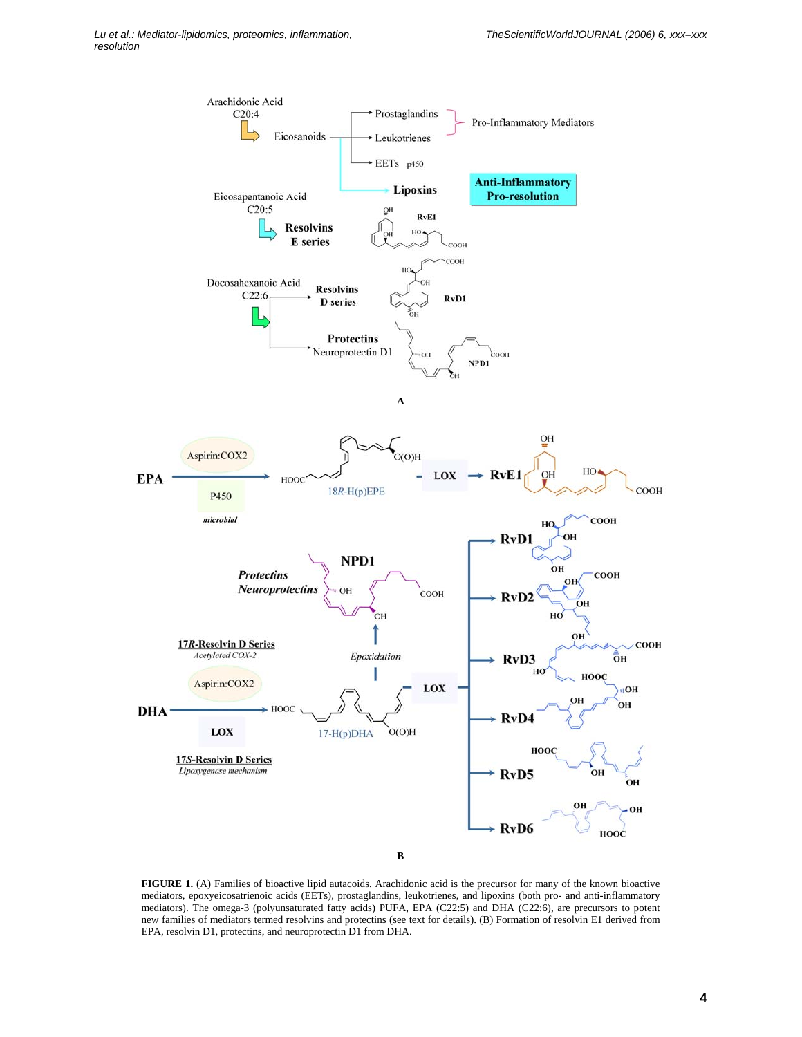**FIGURE 1.** (A) Families of bioactive lipid autacoids. Arachidonic acid is the precursor for many of the known bioactive mediators, epoxyeicosatrienoic acids (EETs), prostaglandins, leukotrienes, and lipoxins (both pro- and anti-inflammatory mediators). The omega-3 (polyunsaturated fatty acids) PUFA, EPA (C22:5) and DHA (C22:6), are precursors to potent new families of mediators termed resolvins and protectins (see text for details). (B) Formation of resolvin E1 derived from EPA, resolvin D1, protectins, and neuroprotectin D1 from DHA.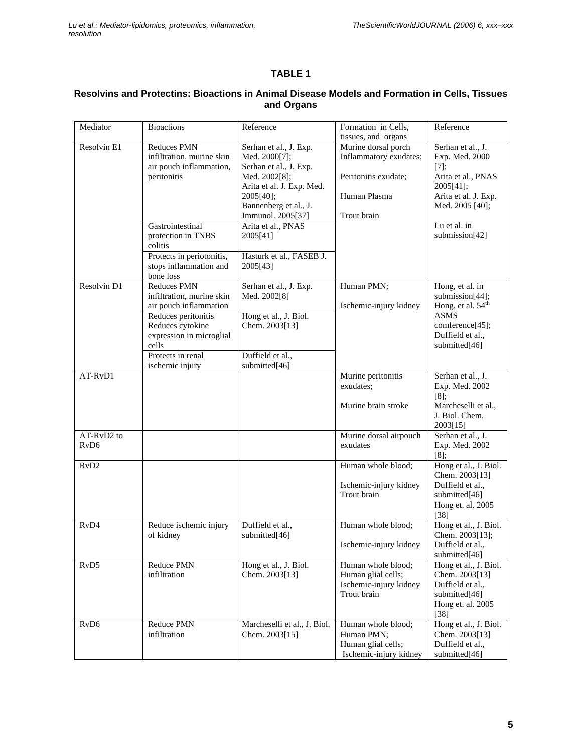## TABLE 1

### Resolvins and Protectins: Bioactions in Animal Disease Models and Formation in Cells, Tissues and Organs

| Mediator | Bioactions | Reference | Formation in Cells, tissues, and organs | Reference |
|---|---|---|---|---|
| Resolvin E1 | Reduces PMN infiltration, murine skin air pouch inflammation, peritonitis | Serhan et al., J. Exp. Med. 2000[7]; Serhan et al., J. Exp. Med. 2002[8]; Arita et al. J. Exp. Med. 2005[40]; Bannenberg et al., J. Immunol. 2005[37] | Murine dorsal porch Inflammatory exudates; Peritonitis exudate; Human Plasma; Trout brain | Serhan et al., J. Exp. Med. 2000 [7]; Arita et al., PNAS 2005[41]; Arita et al. J. Exp. Med. 2005 [40]; Lu et al. in submission[42] |
| | Gastrointestinal protection in TNBS colitis | Arita et al., PNAS 2005[41] | | |
| | Protects in periotonitis, stops inflammation and bone loss | Hasturk et al., FASEB J. 2005[43] | | |
| Resolvin D1 | Reduces PMN infiltration, murine skin air pouch inflammation | Serhan et al., J. Exp. Med. 2002[8] | Human PMN; Ischemic-injury kidney | Hong, et al. in submission[44]; Hong, et al. 54th ASMS comference[45]; Duffield et al., submitted[46] |
| | Reduces peritonitis Reduces cytokine expression in microglial cells | Hong et al., J. Biol. Chem. 2003[13] | | |
| | Protects in renal ischemic injury | Duffield et al., submitted[46] | | |
| AT-RvD1 | | | Murine peritonitis exudates; Murine brain stroke | Serhan et al., J. Exp. Med. 2002 [8]; Marcheselli et al., J. Biol. Chem. 2003[15] |
| AT-RvD2 to RvD6 | | | Murine dorsal airpouch exudates | Serhan et al., J. Exp. Med. 2002 [8]; |
| RvD2 | | | Human whole blood; Ischemic-injury kidney Trout brain | Hong et al., J. Biol. Chem. 2003[13] Duffield et al., submitted[46] Hong et. al. 2005 [38] |
| RvD4 | Reduce ischemic injury of kidney | Duffield et al., submitted[46] | Human whole blood; Ischemic-injury kidney | Hong et al., J. Biol. Chem. 2003[13]; Duffield et al., submitted[46] |
| RvD5 | Reduce PMN infiltration | Hong et al., J. Biol. Chem. 2003[13] | Human whole blood; Human glial cells; Ischemic-injury kidney Trout brain | Hong et al., J. Biol. Chem. 2003[13] Duffield et al., submitted[46] Hong et. al. 2005 [38] |
| RvD6 | Reduce PMN infiltration | Marcheselli et al., J. Biol. Chem. 2003[15] | Human whole blood; Human PMN; Human glial cells; Ischemic-injury kidney | Hong et al., J. Biol. Chem. 2003[13] Duffield et al., submitted[46] |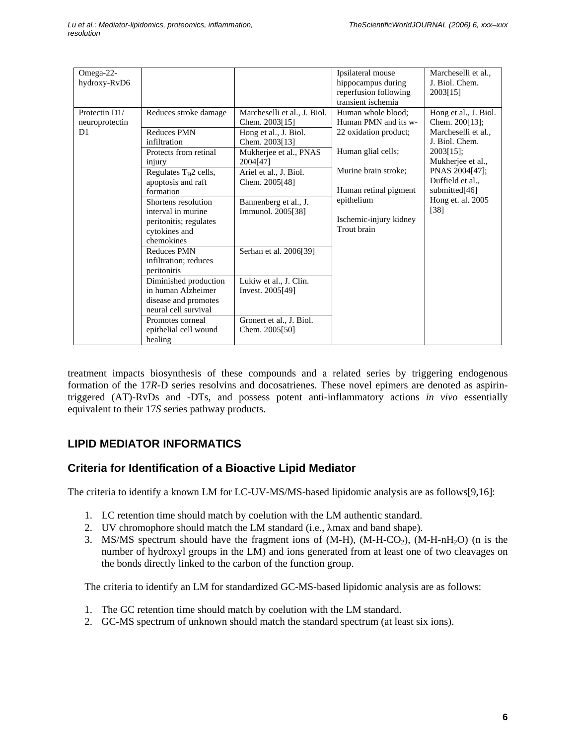| | | | | |
|---|---|---|---|---|
| Omega-22-hydroxy-RvD6 | | | Ipsilateral mouse hippocampus during reperfusion following transient ischemia | Marcheselli et al., J. Biol. Chem. 2003[15] |
| Protectin D1/ neuroprotectin D1 | Reduces stroke damage | Marcheselli et al., J. Biol. Chem. 2003[15] | Human whole blood; Human PMN and its w-22 oxidation product; Human glial cells; Murine brain stroke; Human retinal pigment epithelium; Ischemic-injury kidney; Trout brain | Hong et al., J. Biol. Chem. 200[13]; Marcheselli et al., J. Biol. Chem. 2003[15]; Mukherjee et al., PNAS 2004[47]; Duffield et al., submitted[46] Hong et. al. 2005 [38] |
| | Reduces PMN infiltration | Hong et al., J. Biol. Chem. 2003[13] | | |
| | Protects from retinal injury | Mukherjee et al., PNAS 2004[47] | | |
| | Regulates $T_H2$ cells, apoptosis and raft formation | Ariel et al., J. Biol. Chem. 2005[48] | | |
| | Shortens resolution interval in murine peritonitis; regulates cytokines and chemokines | Bannenberg et al., J. Immunol. 2005[38] | | |
| | Reduces PMN infiltration; reduces peritonitis | Serhan et al. 2006[39] | | |
| | Diminished production in human Alzheimer disease and promotes neural cell survival | Lukiw et al., J. Clin. Invest. 2005[49] | | |
| | Promotes corneal epithelial cell wound healing | Gronert et al., J. Biol. Chem. 2005[50] | | |

treatment impacts biosynthesis of these compounds and a related series by triggering endogenous formation of the 17*R*-D series resolvins and docosatrienes. These novel epimers are denoted as aspirin-triggered (AT)-RvDs and -DTs, and possess potent anti-inflammatory actions *in vivo* essentially equivalent to their 17*S* series pathway products.

## LIPID MEDIATOR INFORMATICS

### Criteria for Identification of a Bioactive Lipid Mediator

The criteria to identify a known LM for LC-UV-MS/MS-based lipidomic analysis are as follows[9,16]:

1. LC retention time should match by coelution with the LM authentic standard.
2. UV chromophore should match the LM standard (i.e., λmax and band shape).
3. MS/MS spectrum should have the fragment ions of (M-H), (M-H-$CO_2$), (M-H-n$H_2O$) (n is the number of hydroxyl groups in the LM) and ions generated from at least one of two cleavages on the bonds directly linked to the carbon of the function group.

The criteria to identify an LM for standardized GC-MS-based lipidomic analysis are as follows:

1. The GC retention time should match by coelution with the LM standard.
2. GC-MS spectrum of unknown should match the standard spectrum (at least six ions).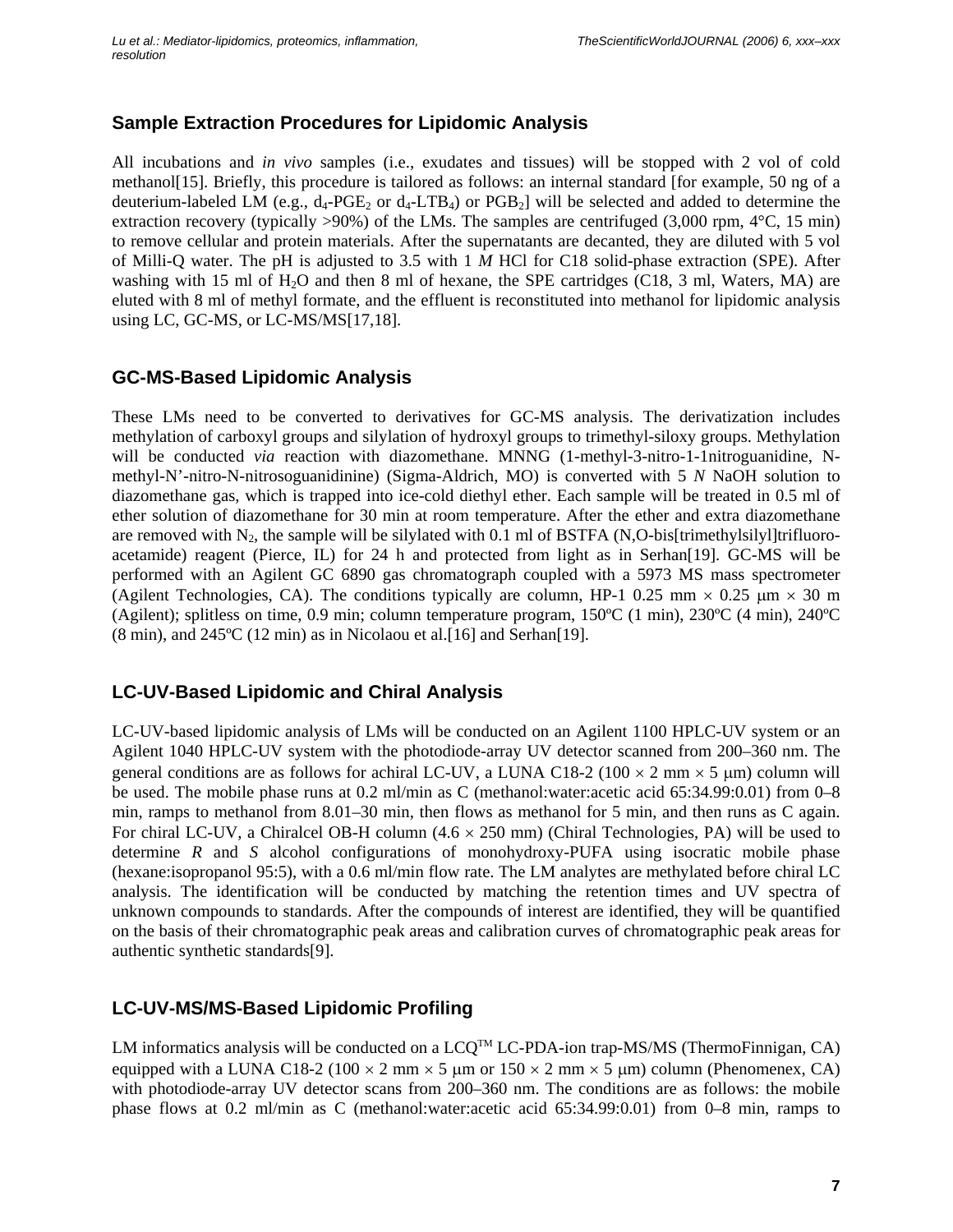## Sample Extraction Procedures for Lipidomic Analysis

All incubations and *in vivo* samples (i.e., exudates and tissues) will be stopped with 2 vol of cold methanol[15]. Briefly, this procedure is tailored as follows: an internal standard [for example, 50 ng of a deuterium-labeled LM (e.g., $d_4$-$PGE_2$ or $d_4$-$LTB_4$) or $PGB_2$] will be selected and added to determine the extraction recovery (typically >90%) of the LMs. The samples are centrifuged (3,000 rpm, 4°C, 15 min) to remove cellular and protein materials. After the supernatants are decanted, they are diluted with 5 vol of Milli-Q water. The pH is adjusted to 3.5 with 1 *M* HCl for C18 solid-phase extraction (SPE). After washing with 15 ml of $H_2O$ and then 8 ml of hexane, the SPE cartridges (C18, 3 ml, Waters, MA) are eluted with 8 ml of methyl formate, and the effluent is reconstituted into methanol for lipidomic analysis using LC, GC-MS, or LC-MS/MS[17,18].

## GC-MS-Based Lipidomic Analysis

These LMs need to be converted to derivatives for GC-MS analysis. The derivatization includes methylation of carboxyl groups and silylation of hydroxyl groups to trimethyl-siloxy groups. Methylation will be conducted *via* reaction with diazomethane. MNNG (1-methyl-3-nitro-1-1nitroguanidine, N-methyl-N'-nitro-N-nitrosoguanidinine) (Sigma-Aldrich, MO) is converted with 5 *N* NaOH solution to diazomethane gas, which is trapped into ice-cold diethyl ether. Each sample will be treated in 0.5 ml of ether solution of diazomethane for 30 min at room temperature. After the ether and extra diazomethane are removed with $N_2$, the sample will be silylated with 0.1 ml of BSTFA (N,O-bis[trimethylsilyl]trifluoro-acetamide) reagent (Pierce, IL) for 24 h and protected from light as in Serhan[19]. GC-MS will be performed with an Agilent GC 6890 gas chromatograph coupled with a 5973 MS mass spectrometer (Agilent Technologies, CA). The conditions typically are column, HP-1 0.25 mm × 0.25 μm × 30 m (Agilent); splitless on time, 0.9 min; column temperature program, 150ºC (1 min), 230ºC (4 min), 240ºC (8 min), and 245ºC (12 min) as in Nicolaou et al.[16] and Serhan[19].

## LC-UV-Based Lipidomic and Chiral Analysis

LC-UV-based lipidomic analysis of LMs will be conducted on an Agilent 1100 HPLC-UV system or an Agilent 1040 HPLC-UV system with the photodiode-array UV detector scanned from 200–360 nm. The general conditions are as follows for achiral LC-UV, a LUNA C18-2 (100 × 2 mm × 5 μm) column will be used. The mobile phase runs at 0.2 ml/min as C (methanol:water:acetic acid 65:34.99:0.01) from 0–8 min, ramps to methanol from 8.01–30 min, then flows as methanol for 5 min, and then runs as C again. For chiral LC-UV, a Chiralcel OB-H column (4.6 × 250 mm) (Chiral Technologies, PA) will be used to determine *R* and *S* alcohol configurations of monohydroxy-PUFA using isocratic mobile phase (hexane:isopropanol 95:5), with a 0.6 ml/min flow rate. The LM analytes are methylated before chiral LC analysis. The identification will be conducted by matching the retention times and UV spectra of unknown compounds to standards. After the compounds of interest are identified, they will be quantified on the basis of their chromatographic peak areas and calibration curves of chromatographic peak areas for authentic synthetic standards[9].

## LC-UV-MS/MS-Based Lipidomic Profiling

LM informatics analysis will be conducted on a LCQ™ LC-PDA-ion trap-MS/MS (ThermoFinnigan, CA) equipped with a LUNA C18-2 (100 × 2 mm × 5 μm or 150 × 2 mm × 5 μm) column (Phenomenex, CA) with photodiode-array UV detector scans from 200–360 nm. The conditions are as follows: the mobile phase flows at 0.2 ml/min as C (methanol:water:acetic acid 65:34.99:0.01) from 0–8 min, ramps to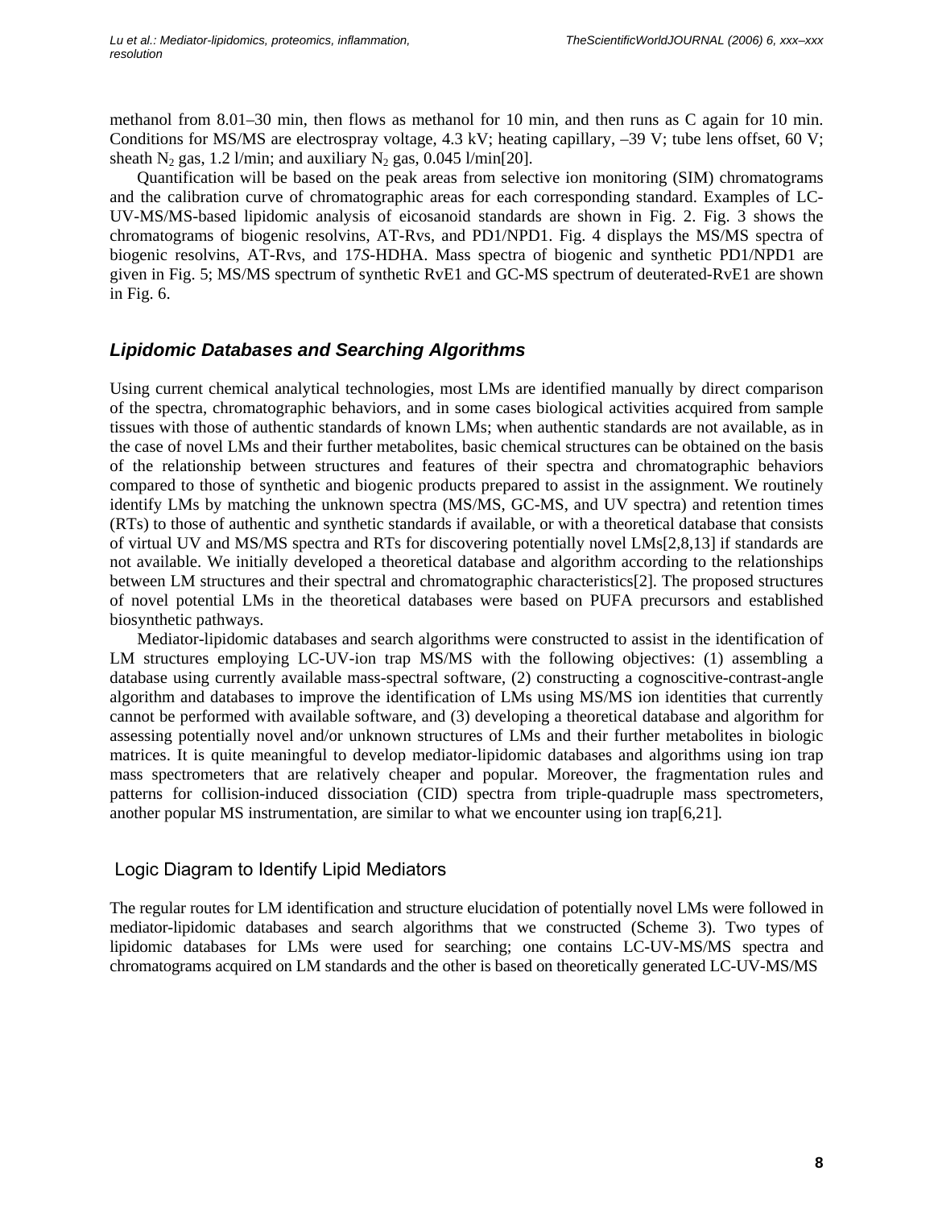methanol from 8.01–30 min, then flows as methanol for 10 min, and then runs as C again for 10 min. Conditions for MS/MS are electrospray voltage, 4.3 kV; heating capillary, –39 V; tube lens offset, 60 V; sheath $N_2$ gas, 1.2 l/min; and auxiliary $N_2$ gas, 0.045 l/min[20].

Quantification will be based on the peak areas from selective ion monitoring (SIM) chromatograms and the calibration curve of chromatographic areas for each corresponding standard. Examples of LC-UV-MS/MS-based lipidomic analysis of eicosanoid standards are shown in Fig. 2. Fig. 3 shows the chromatograms of biogenic resolvins, AT-Rvs, and PD1/NPD1. Fig. 4 displays the MS/MS spectra of biogenic resolvins, AT-Rvs, and 17*S*-HDHA. Mass spectra of biogenic and synthetic PD1/NPD1 are given in Fig. 5; MS/MS spectrum of synthetic RvE1 and GC-MS spectrum of deuterated-RvE1 are shown in Fig. 6.

## *Lipidomic Databases and Searching Algorithms*

Using current chemical analytical technologies, most LMs are identified manually by direct comparison of the spectra, chromatographic behaviors, and in some cases biological activities acquired from sample tissues with those of authentic standards of known LMs; when authentic standards are not available, as in the case of novel LMs and their further metabolites, basic chemical structures can be obtained on the basis of the relationship between structures and features of their spectra and chromatographic behaviors compared to those of synthetic and biogenic products prepared to assist in the assignment. We routinely identify LMs by matching the unknown spectra (MS/MS, GC-MS, and UV spectra) and retention times (RTs) to those of authentic and synthetic standards if available, or with a theoretical database that consists of virtual UV and MS/MS spectra and RTs for discovering potentially novel LMs[2,8,13] if standards are not available. We initially developed a theoretical database and algorithm according to the relationships between LM structures and their spectral and chromatographic characteristics[2]. The proposed structures of novel potential LMs in the theoretical databases were based on PUFA precursors and established biosynthetic pathways.

Mediator-lipidomic databases and search algorithms were constructed to assist in the identification of LM structures employing LC-UV-ion trap MS/MS with the following objectives: (1) assembling a database using currently available mass-spectral software, (2) constructing a cognoscitive-contrast-angle algorithm and databases to improve the identification of LMs using MS/MS ion identities that currently cannot be performed with available software, and (3) developing a theoretical database and algorithm for assessing potentially novel and/or unknown structures of LMs and their further metabolites in biologic matrices. It is quite meaningful to develop mediator-lipidomic databases and algorithms using ion trap mass spectrometers that are relatively cheaper and popular. Moreover, the fragmentation rules and patterns for collision-induced dissociation (CID) spectra from triple-quadruple mass spectrometers, another popular MS instrumentation, are similar to what we encounter using ion trap[6,21].

### Logic Diagram to Identify Lipid Mediators

The regular routes for LM identification and structure elucidation of potentially novel LMs were followed in mediator-lipidomic databases and search algorithms that we constructed (Scheme 3). Two types of lipidomic databases for LMs were used for searching; one contains LC-UV-MS/MS spectra and chromatograms acquired on LM standards and the other is based on theoretically generated LC-UV-MS/MS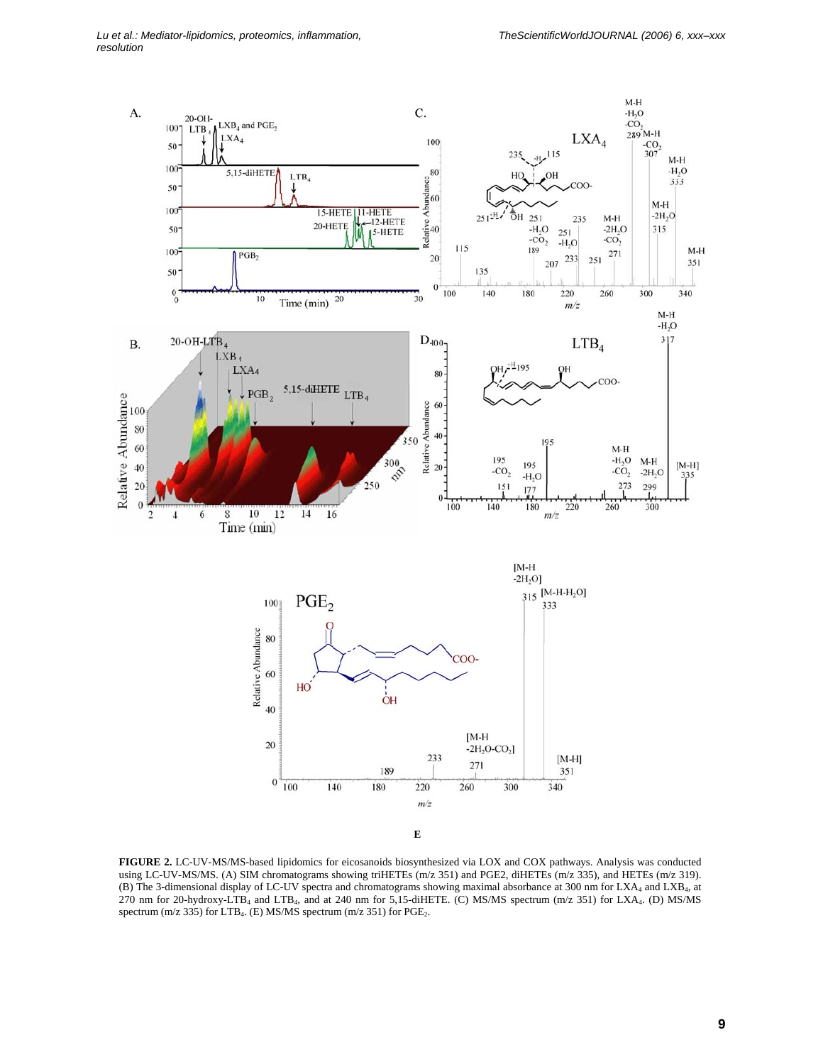**FIGURE 2.** LC-UV-MS/MS-based lipidomics for eicosanoids biosynthesized via LOX and COX pathways. Analysis was conducted using LC-UV-MS/MS. (A) SIM chromatograms showing triHETEs (m/z 351) and PGE2, diHETEs (m/z 335), and HETEs (m/z 319). (B) The 3-dimensional display of LC-UV spectra and chromatograms showing maximal absorbance at 300 nm for $LXA_4$ and $LXB_4$, at 270 nm for 20-hydroxy-$LTB_4$ and $LTB_4$, and at 240 nm for 5,15-diHETE. (C) MS/MS spectrum (m/z 351) for $LXA_4$. (D) MS/MS spectrum (m/z 335) for $LTB_4$. (E) MS/MS spectrum (m/z 351) for $PGE_2$.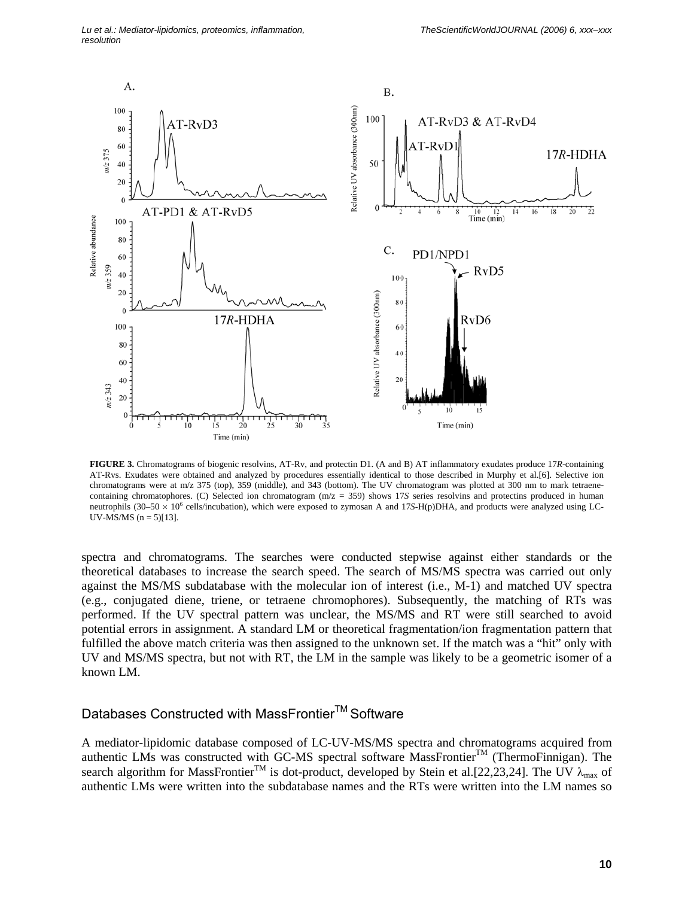**FIGURE 3.** Chromatograms of biogenic resolvins, AT-Rv, and protectin D1. (A and B) AT inflammatory exudates produce 17*R*-containing AT-Rvs. Exudates were obtained and analyzed by procedures essentially identical to those described in Murphy et al.[6]. Selective ion chromatograms were at m/z 375 (top), 359 (middle), and 343 (bottom). The UV chromatogram was plotted at 300 nm to mark tetraene-containing chromatophores. (C) Selected ion chromatogram (m/z = 359) shows 17*S* series resolvins and protectins produced in human neutrophils (30–50 × $10^6$ cells/incubation), which were exposed to zymosan A and 17*S*-H(p)DHA, and products were analyzed using LC-UV-MS/MS (n = 5)[13].

spectra and chromatograms. The searches were conducted stepwise against either standards or the theoretical databases to increase the search speed. The search of MS/MS spectra was carried out only against the MS/MS subdatabase with the molecular ion of interest (i.e., M-1) and matched UV spectra (e.g., conjugated diene, triene, or tetraene chromophores). Subsequently, the matching of RTs was performed. If the UV spectral pattern was unclear, the MS/MS and RT were still searched to avoid potential errors in assignment. A standard LM or theoretical fragmentation/ion fragmentation pattern that fulfilled the above match criteria was then assigned to the unknown set. If the match was a "hit" only with UV and MS/MS spectra, but not with RT, the LM in the sample was likely to be a geometric isomer of a known LM.

## Databases Constructed with MassFrontier™ Software

A mediator-lipidomic database composed of LC-UV-MS/MS spectra and chromatograms acquired from authentic LMs was constructed with GC-MS spectral software MassFrontier™ (ThermoFinnigan). The search algorithm for MassFrontier™ is dot-product, developed by Stein et al.[22,23,24]. The UV $\lambda_{max}$ of authentic LMs were written into the subdatabase names and the RTs were written into the LM names so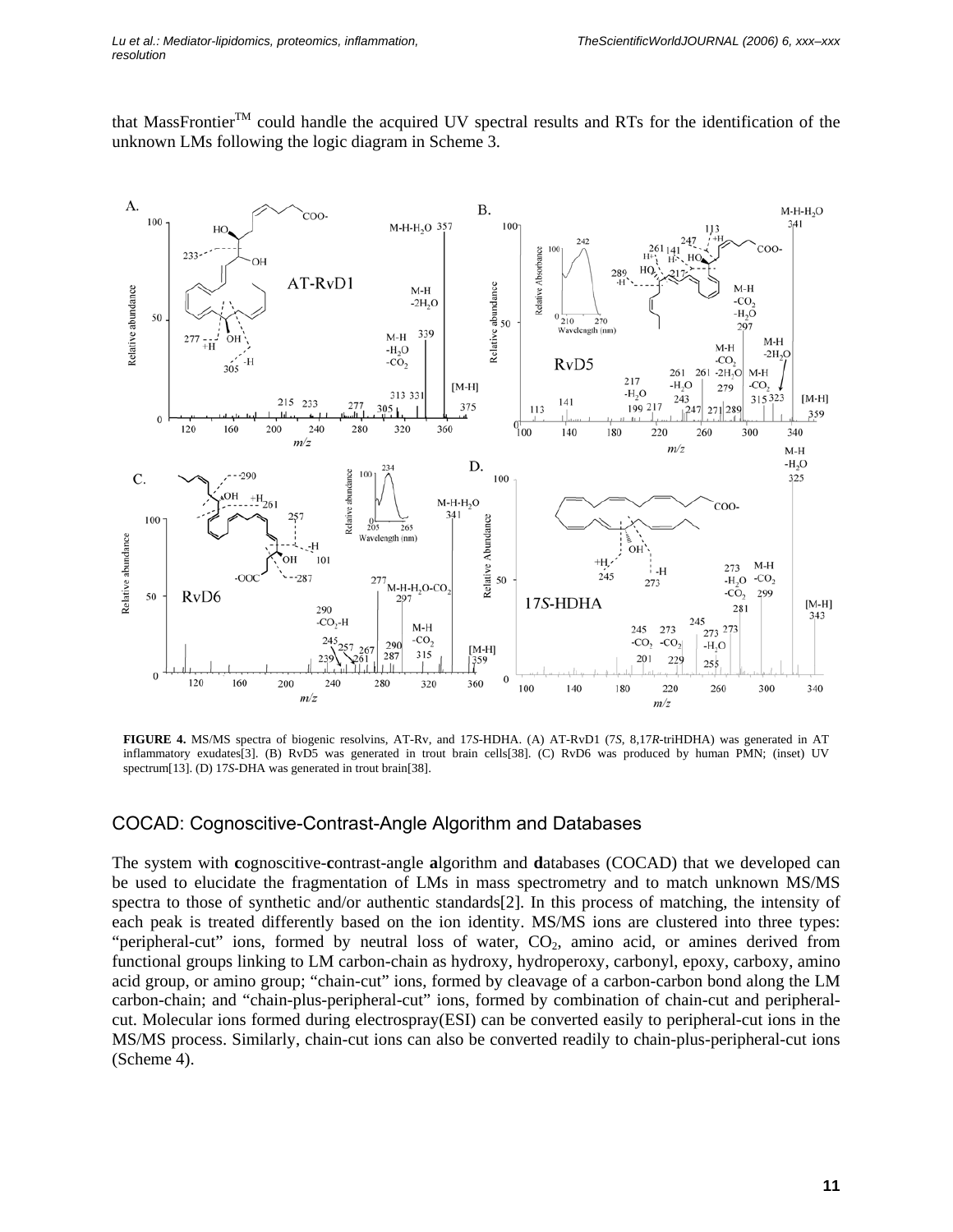that MassFrontier™ could handle the acquired UV spectral results and RTs for the identification of the unknown LMs following the logic diagram in Scheme 3.

**FIGURE 4.** MS/MS spectra of biogenic resolvins, AT-Rv, and 17*S*-HDHA. (A) AT-RvD1 (7*S*, 8,17*R*-triHDHA) was generated in AT inflammatory exudates[3]. (B) RvD5 was generated in trout brain cells[38]. (C) RvD6 was produced by human PMN; (inset) UV spectrum[13]. (D) 17*S*-DHA was generated in trout brain[38].

## COCAD: Cognoscitive-Contrast-Angle Algorithm and Databases

The system with **c**ognoscitive-**c**ontrast-angle **a**lgorithm and **d**atabases (COCAD) that we developed can be used to elucidate the fragmentation of LMs in mass spectrometry and to match unknown MS/MS spectra to those of synthetic and/or authentic standards[2]. In this process of matching, the intensity of each peak is treated differently based on the ion identity. MS/MS ions are clustered into three types: "peripheral-cut" ions, formed by neutral loss of water, $CO_2$, amino acid, or amines derived from functional groups linking to LM carbon-chain as hydroxy, hydroperoxy, carbonyl, epoxy, carboxy, amino acid group, or amino group; "chain-cut" ions, formed by cleavage of a carbon-carbon bond along the LM carbon-chain; and "chain-plus-peripheral-cut" ions, formed by combination of chain-cut and peripheral-cut. Molecular ions formed during electrospray(ESI) can be converted easily to peripheral-cut ions in the MS/MS process. Similarly, chain-cut ions can also be converted readily to chain-plus-peripheral-cut ions (Scheme 4).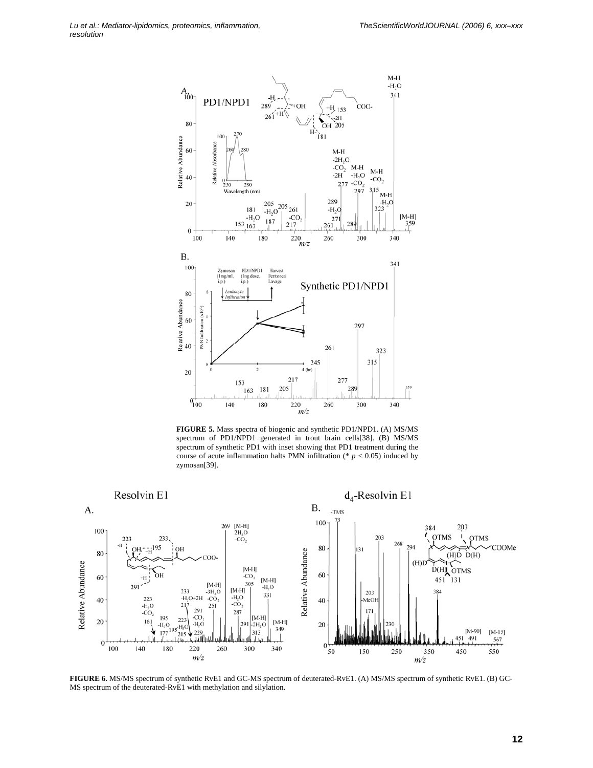**FIGURE 5.** Mass spectra of biogenic and synthetic PD1/NPD1. (A) MS/MS spectrum of PD1/NPD1 generated in trout brain cells[38]. (B) MS/MS spectrum of synthetic PD1 with inset showing that PD1 treatment during the course of acute inflammation halts PMN infiltration (* $p < 0.05$) induced by zymosan[39].

**FIGURE 6.** MS/MS spectrum of synthetic RvE1 and GC-MS spectrum of deuterated-RvE1. (A) MS/MS spectrum of synthetic RvE1. (B) GC-MS spectrum of the deuterated-RvE1 with methylation and silylation.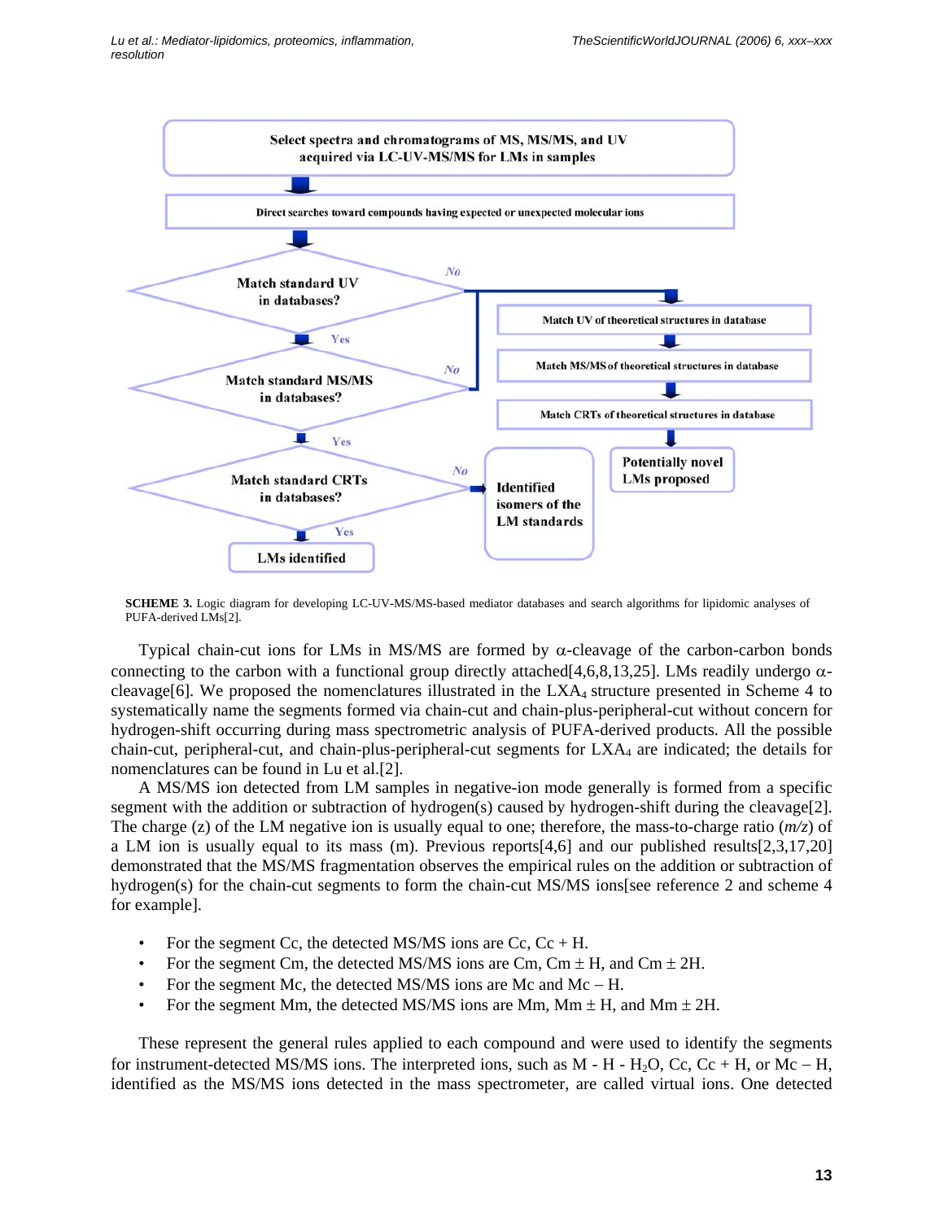Select spectra and chromatograms of MS, MS/MS, and UV acquired via LC-UV-MS/MS for LMs in samples

Direct searches toward compounds having expected or unexpected molecular ions

Match standard UV in databases? — No → Match UV of theoretical structures in database → Match MS/MS of theoretical structures in database → Match CRTs of theoretical structures in database → Potentially novel LMs proposed

Yes ↓

Match standard MS/MS in databases? — No → (to theoretical structure matching)

Yes ↓

Match standard CRTs in databases? — No → Identified isomers of the LM standards

Yes ↓

LMs identified

**SCHEME 3.** Logic diagram for developing LC-UV-MS/MS-based mediator databases and search algorithms for lipidomic analyses of PUFA-derived LMs[2].

Typical chain-cut ions for LMs in MS/MS are formed by α-cleavage of the carbon-carbon bonds connecting to the carbon with a functional group directly attached[4,6,8,13,25]. LMs readily undergo α-cleavage[6]. We proposed the nomenclatures illustrated in the $LXA_4$ structure presented in Scheme 4 to systematically name the segments formed via chain-cut and chain-plus-peripheral-cut without concern for hydrogen-shift occurring during mass spectrometric analysis of PUFA-derived products. All the possible chain-cut, peripheral-cut, and chain-plus-peripheral-cut segments for $LXA_4$ are indicated; the details for nomenclatures can be found in Lu et al.[2].

A MS/MS ion detected from LM samples in negative-ion mode generally is formed from a specific segment with the addition or subtraction of hydrogen(s) caused by hydrogen-shift during the cleavage[2]. The charge (z) of the LM negative ion is usually equal to one; therefore, the mass-to-charge ratio (*m/z*) of a LM ion is usually equal to its mass (m). Previous reports[4,6] and our published results[2,3,17,20] demonstrated that the MS/MS fragmentation observes the empirical rules on the addition or subtraction of hydrogen(s) for the chain-cut segments to form the chain-cut MS/MS ions[see reference 2 and scheme 4 for example].

- For the segment Cc, the detected MS/MS ions are Cc, Cc + H.
- For the segment Cm, the detected MS/MS ions are Cm, Cm ± H, and Cm ± 2H.
- For the segment Mc, the detected MS/MS ions are Mc and Mc – H.
- For the segment Mm, the detected MS/MS ions are Mm, Mm ± H, and Mm ± 2H.

These represent the general rules applied to each compound and were used to identify the segments for instrument-detected MS/MS ions. The interpreted ions, such as M - H - $H_2O$, Cc, Cc + H, or Mc – H, identified as the MS/MS ions detected in the mass spectrometer, are called virtual ions. One detected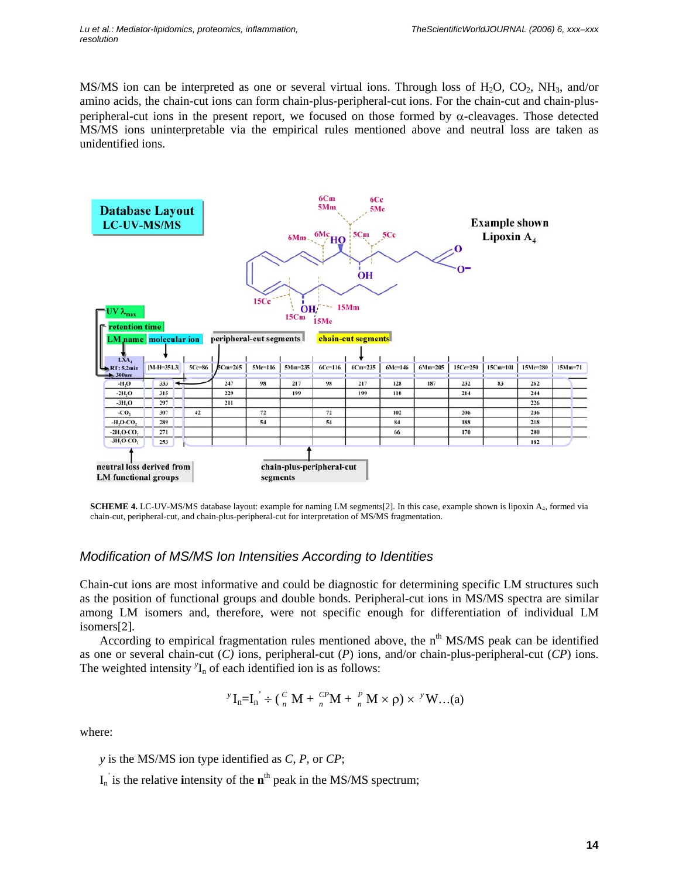MS/MS ion can be interpreted as one or several virtual ions. Through loss of $H_2O$, $CO_2$, $NH_3$, and/or amino acids, the chain-cut ions can form chain-plus-peripheral-cut ions. For the chain-cut and chain-plus-peripheral-cut ions in the present report, we focused on those formed by α-cleavages. Those detected MS/MS ions uninterpretable via the empirical rules mentioned above and neutral loss are taken as unidentified ions.

| LXA$_4$ RT: 5.2min 300nm | [M-H]=351.3 | 5Ce=86 | 5Cm=265 | 5Me=116 | 5Mm=235 | 6Ce=116 | 6Cm=235 | 6Me=146 | 6Mm=205 | 15Ce=250 | 15Cm=101 | 15Me=280 | 15Mm=71 |
|---|---|---|---|---|---|---|---|---|---|---|---|---|---|
| -$H_2O$ | 333 | | 247 | 98 | 217 | 98 | 217 | 128 | 187 | 232 | 83 | 262 | |
| -2$H_2O$ | 315 | | 229 | | 199 | | 199 | 110 | | 214 | | 244 | |
| -3$H_2O$ | 297 | | 211 | | | | | | | | | 226 | |
| -$CO_2$ | 307 | 42 | | 72 | | 72 | | 102 | | 206 | | 236 | |
| -$H_2O$-$CO_2$ | 289 | | | 54 | | 54 | | 84 | | 188 | | 218 | |
| -2$H_2O$-$CO_2$ | 271 | | | | | | | 66 | | 170 | | 200 | |
| -3$H_2O$-$CO_2$ | 253 | | | | | | | | | | | 182 | |

**SCHEME 4.** LC-UV-MS/MS database layout: example for naming LM segments[2]. In this case, example shown is lipoxin $A_4$, formed via chain-cut, peripheral-cut, and chain-plus-peripheral-cut for interpretation of MS/MS fragmentation.

### *Modification of MS/MS Ion Intensities According to Identities*

Chain-cut ions are most informative and could be diagnostic for determining specific LM structures such as the position of functional groups and double bonds. Peripheral-cut ions in MS/MS spectra are similar among LM isomers and, therefore, were not specific enough for differentiation of individual LM isomers[2].

According to empirical fragmentation rules mentioned above, the $n^{th}$ MS/MS peak can be identified as one or several chain-cut (*C*) ions, peripheral-cut (*P*) ions, and/or chain-plus-peripheral-cut (*CP*) ions. The weighted intensity ${}^{y}I_n$ of each identified ion is as follows:

$$ {}^{y}I_n = I_n' \div \left( {}^{C}_{n}M + {}^{CP}_{n}M + {}^{P}_{n}M \times \rho \right) \times {}^{y}W \ldots \text{(a)} $$

where:

*y* is the MS/MS ion type identified as *C*, *P*, or *CP*;

$I_n'$ is the relative **i**ntensity of the **n**$^{th}$ peak in the MS/MS spectrum;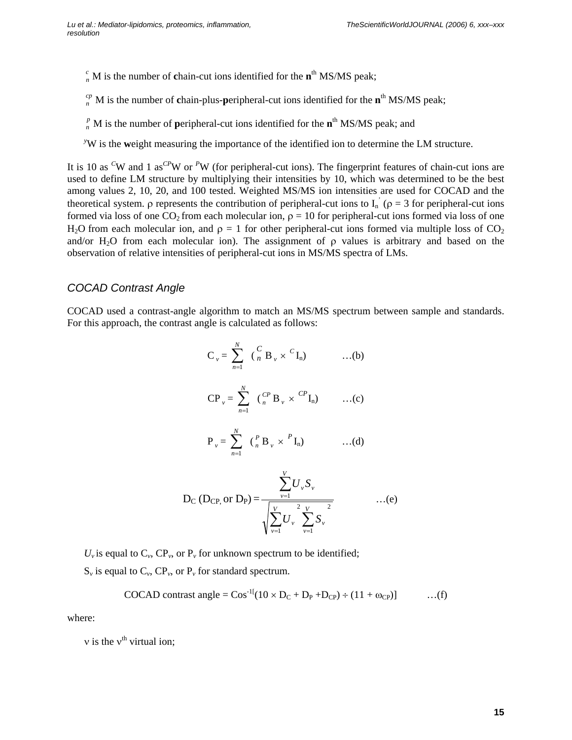${}_{n}^{c}$M is the number of **c**hain-cut ions identified for the **n**th MS/MS peak;

${}_{n}^{cp}$M is the number of **c**hain-plus-**p**eripheral-cut ions identified for the **n**th MS/MS peak;

${}_{n}^{p}$M is the number of **p**eripheral-cut ions identified for the **n**th MS/MS peak; and

${}^{y}$W is the **w**eight measuring the importance of the identified ion to determine the LM structure.

It is 10 as ${}^{C}$W and 1 as ${}^{CP}$W or ${}^{P}$W (for peripheral-cut ions). The fingerprint features of chain-cut ions are used to define LM structure by multiplying their intensities by 10, which was determined to be the best among values 2, 10, 20, and 100 tested. Weighted MS/MS ion intensities are used for COCAD and the theoretical system. ρ represents the contribution of peripheral-cut ions to $I_n'$ (ρ = 3 for peripheral-cut ions formed via loss of one $CO_2$ from each molecular ion, ρ = 10 for peripheral-cut ions formed via loss of one $H_2O$ from each molecular ion, and ρ = 1 for other peripheral-cut ions formed via multiple loss of $CO_2$ and/or $H_2O$ from each molecular ion). The assignment of ρ values is arbitrary and based on the observation of relative intensities of peripheral-cut ions in MS/MS spectra of LMs.

### COCAD Contrast Angle

COCAD used a contrast-angle algorithm to match an MS/MS spectrum between sample and standards. For this approach, the contrast angle is calculated as follows:

$$C_v = \sum_{n=1}^{N} \left( {}_{n}^{C}B_v \times {}^{C}I_n \right) \qquad \ldots\text{(b)}$$

$$CP_v = \sum_{n=1}^{N} \left( {}_{n}^{CP}B_v \times {}^{CP}I_n \right) \qquad \ldots\text{(c)}$$

$$P_v = \sum_{n=1}^{N} \left( {}_{n}^{P}B_v \times {}^{P}I_n \right) \qquad \ldots\text{(d)}$$

$$D_C\ (D_{CP},\ \text{or}\ D_P) = \frac{\sum_{v=1}^{V} U_v S_v}{\sqrt{\sum_{v=1}^{V} U_v^{\,2} \sum_{v=1}^{V} S_v^{\,2}}} \qquad \ldots\text{(e)}$$

$U_v$ is equal to $C_v$, $CP_v$, or $P_v$ for unknown spectrum to be identified;

$S_v$ is equal to $C_v$, $CP_v$, or $P_v$ for standard spectrum.

$$\text{COCAD contrast angle} = \text{Cos}^{-1}[(10 \times D_C + D_P + D_{CP}) \div (11 + \omega_{CP})] \qquad \ldots\text{(f)}$$

where:

ν is the νth virtual ion;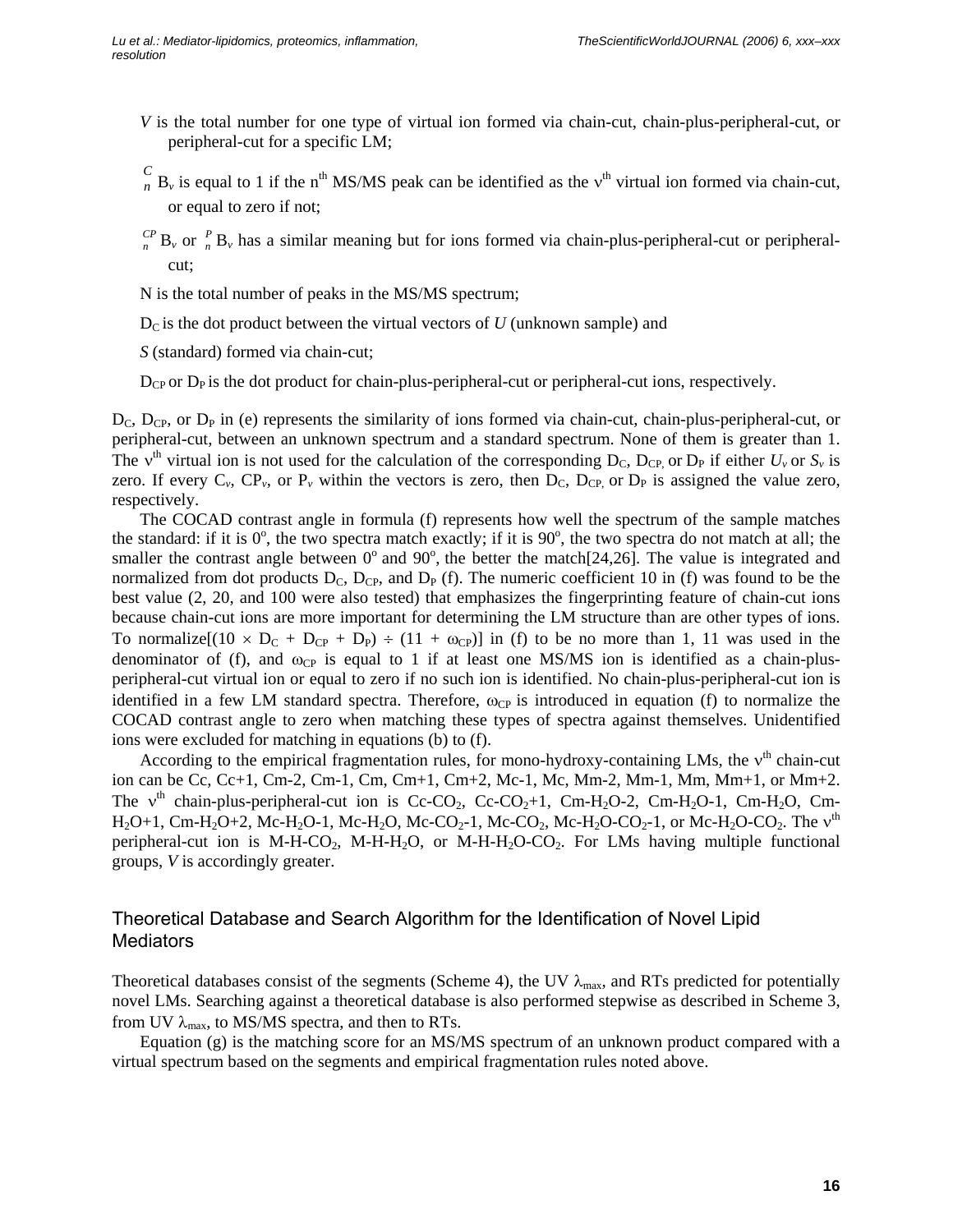$V$ is the total number for one type of virtual ion formed via chain-cut, chain-plus-peripheral-cut, or peripheral-cut for a specific LM;

${}_{n}^{C}B_{\nu}$ is equal to 1 if the n[th] MS/MS peak can be identified as the $\nu^{th}$ virtual ion formed via chain-cut, or equal to zero if not;

${}_{n}^{CP}B_{\nu}$ or ${}_{n}^{P}B_{\nu}$ has a similar meaning but for ions formed via chain-plus-peripheral-cut or peripheral-cut;

N is the total number of peaks in the MS/MS spectrum;

$D_C$ is the dot product between the virtual vectors of $U$ (unknown sample) and

$S$ (standard) formed via chain-cut;

$D_{CP}$ or $D_P$ is the dot product for chain-plus-peripheral-cut or peripheral-cut ions, respectively.

$D_C$, $D_{CP}$, or $D_P$ in (e) represents the similarity of ions formed via chain-cut, chain-plus-peripheral-cut, or peripheral-cut, between an unknown spectrum and a standard spectrum. None of them is greater than 1. The $\nu^{th}$ virtual ion is not used for the calculation of the corresponding $D_C$, $D_{CP}$, or $D_P$ if either $U_\nu$ or $S_\nu$ is zero. If every $C_\nu$, $CP_\nu$, or $P_\nu$ within the vectors is zero, then $D_C$, $D_{CP}$, or $D_P$ is assigned the value zero, respectively.

The COCAD contrast angle in formula (f) represents how well the spectrum of the sample matches the standard: if it is 0°, the two spectra match exactly; if it is 90°, the two spectra do not match at all; the smaller the contrast angle between 0° and 90°, the better the match[24,26]. The value is integrated and normalized from dot products $D_C$, $D_{CP}$, and $D_P$ (f). The numeric coefficient 10 in (f) was found to be the best value (2, 20, and 100 were also tested) that emphasizes the fingerprinting feature of chain-cut ions because chain-cut ions are more important for determining the LM structure than are other types of ions. To normalize$[(10 \times D_C + D_{CP} + D_P) \div (11 + \omega_{CP})]$ in (f) to be no more than 1, 11 was used in the denominator of (f), and $\omega_{CP}$ is equal to 1 if at least one MS/MS ion is identified as a chain-plus-peripheral-cut virtual ion or equal to zero if no such ion is identified. No chain-plus-peripheral-cut ion is identified in a few LM standard spectra. Therefore, $\omega_{CP}$ is introduced in equation (f) to normalize the COCAD contrast angle to zero when matching these types of spectra against themselves. Unidentified ions were excluded for matching in equations (b) to (f).

According to the empirical fragmentation rules, for mono-hydroxy-containing LMs, the $\nu^{th}$ chain-cut ion can be Cc, Cc+1, Cm-2, Cm-1, Cm, Cm+1, Cm+2, Mc-1, Mc, Mm-2, Mm-1, Mm, Mm+1, or Mm+2. The $\nu^{th}$ chain-plus-peripheral-cut ion is Cc-$CO_2$, Cc-$CO_2$+1, Cm-$H_2O$-2, Cm-$H_2O$-1, Cm-$H_2O$, Cm-$H_2O$+1, Cm-$H_2O$+2, Mc-$H_2O$-1, Mc-$H_2O$, Mc-$CO_2$-1, Mc-$CO_2$, Mc-$H_2O$-$CO_2$-1, or Mc-$H_2O$-$CO_2$. The $\nu^{th}$ peripheral-cut ion is M-H-$CO_2$, M-H-$H_2O$, or M-H-$H_2O$-$CO_2$. For LMs having multiple functional groups, $V$ is accordingly greater.

## Theoretical Database and Search Algorithm for the Identification of Novel Lipid Mediators

Theoretical databases consist of the segments (Scheme 4), the UV $\lambda_{max}$, and RTs predicted for potentially novel LMs. Searching against a theoretical database is also performed stepwise as described in Scheme 3, from UV $\lambda_{max}$, to MS/MS spectra, and then to RTs.

Equation (g) is the matching score for an MS/MS spectrum of an unknown product compared with a virtual spectrum based on the segments and empirical fragmentation rules noted above.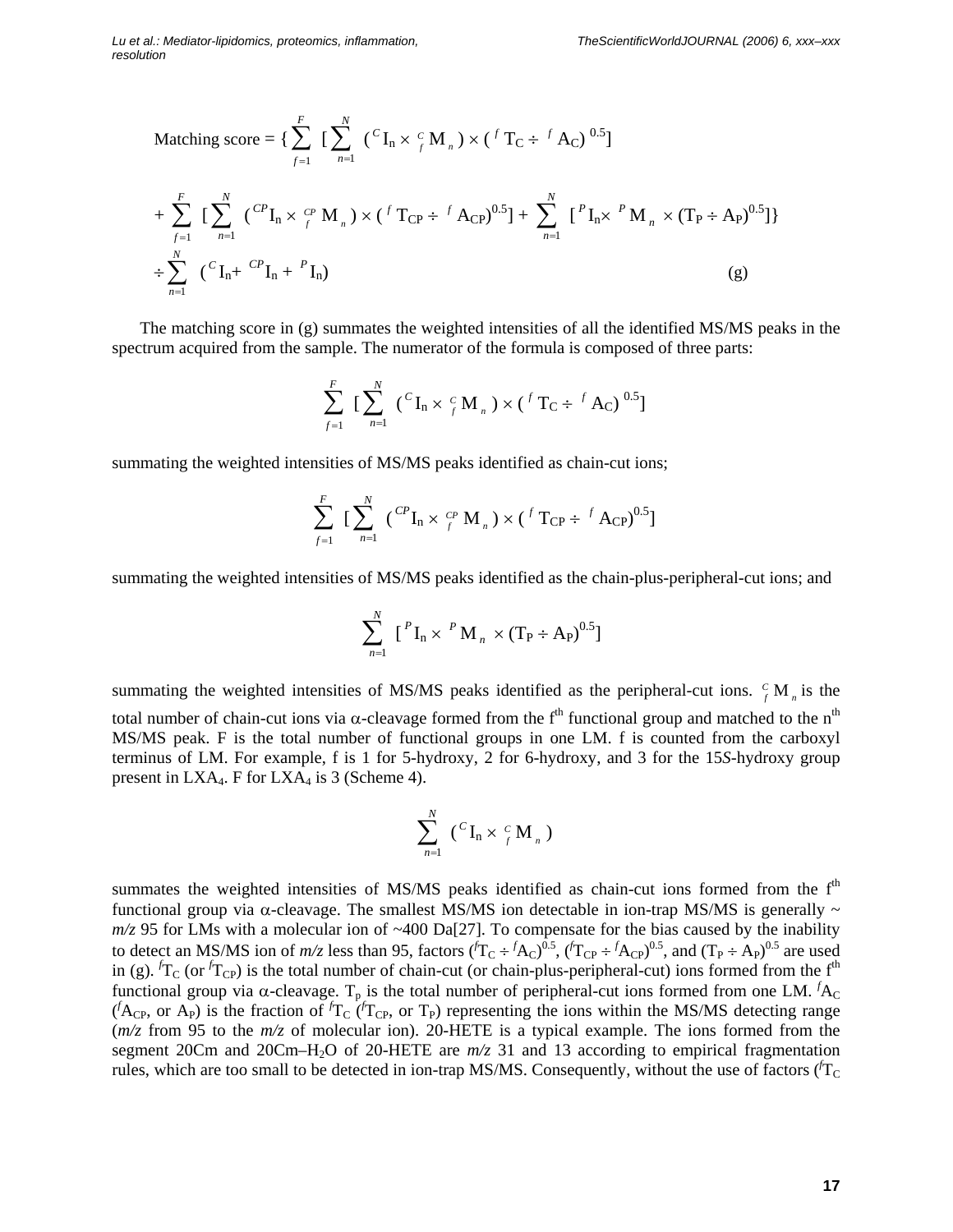$$\text{Matching score} = \{ \sum_{f=1}^{F} [\sum_{n=1}^{N} ({}^{C}\mathrm{I}_{n} \times {}^{C}_{f}\mathrm{M}_{n}) \times ({}^{f}\mathrm{T}_{C} \div {}^{f}\mathrm{A}_{C})^{0.5}]$$

$$+ \sum_{f=1}^{F} [\sum_{n=1}^{N} ({}^{CP}\mathrm{I}_{n} \times {}^{CP}_{f}\mathrm{M}_{n}) \times ({}^{f}\mathrm{T}_{CP} \div {}^{f}\mathrm{A}_{CP})^{0.5}] + \sum_{n=1}^{N} [{}^{P}\mathrm{I}_{n} \times {}^{P}\mathrm{M}_{n} \times (\mathrm{T}_{P} \div \mathrm{A}_{P})^{0.5}]\}$$

$$\div \sum_{n=1}^{N} ({}^{C}\mathrm{I}_{n} + {}^{CP}\mathrm{I}_{n} + {}^{P}\mathrm{I}_{n}) \qquad \text{(g)}$$

The matching score in (g) summates the weighted intensities of all the identified MS/MS peaks in the spectrum acquired from the sample. The numerator of the formula is composed of three parts:

$$\sum_{f=1}^{F} [\sum_{n=1}^{N} ({}^{C}\mathrm{I}_{n} \times {}^{C}_{f}\mathrm{M}_{n}) \times ({}^{f}\mathrm{T}_{C} \div {}^{f}\mathrm{A}_{C})^{0.5}]$$

summating the weighted intensities of MS/MS peaks identified as chain-cut ions;

$$\sum_{f=1}^{F} [\sum_{n=1}^{N} ({}^{CP}\mathrm{I}_{n} \times {}^{CP}_{f}\mathrm{M}_{n}) \times ({}^{f}\mathrm{T}_{CP} \div {}^{f}\mathrm{A}_{CP})^{0.5}]$$

summating the weighted intensities of MS/MS peaks identified as the chain-plus-peripheral-cut ions; and

$$\sum_{n=1}^{N} [{}^{P}\mathrm{I}_{n} \times {}^{P}\mathrm{M}_{n} \times (\mathrm{T}_{P} \div \mathrm{A}_{P})^{0.5}]$$

summating the weighted intensities of MS/MS peaks identified as the peripheral-cut ions. ${}^{C}_{f}\mathrm{M}_{n}$ is the total number of chain-cut ions via α-cleavage formed from the f$^{th}$ functional group and matched to the n$^{th}$ MS/MS peak. F is the total number of functional groups in one LM. f is counted from the carboxyl terminus of LM. For example, f is 1 for 5-hydroxy, 2 for 6-hydroxy, and 3 for the 15*S*-hydroxy group present in $LXA_4$. F for $LXA_4$ is 3 (Scheme 4).

$$\sum_{n=1}^{N} ({}^{C}\mathrm{I}_{n} \times {}^{C}_{f}\mathrm{M}_{n})$$

summates the weighted intensities of MS/MS peaks identified as chain-cut ions formed from the f$^{th}$ functional group via α-cleavage. The smallest MS/MS ion detectable in ion-trap MS/MS is generally ~ *m/z* 95 for LMs with a molecular ion of ~400 Da[27]. To compensate for the bias caused by the inability to detect an MS/MS ion of *m/z* less than 95, factors $({}^{f}\mathrm{T}_{C} \div {}^{f}\mathrm{A}_{C})^{0.5}$, $({}^{f}\mathrm{T}_{CP} \div {}^{f}\mathrm{A}_{CP})^{0.5}$, and $(\mathrm{T}_{P} \div \mathrm{A}_{P})^{0.5}$ are used in (g). ${}^{f}\mathrm{T}_{C}$ (or ${}^{f}\mathrm{T}_{CP}$) is the total number of chain-cut (or chain-plus-peripheral-cut) ions formed from the f$^{th}$ functional group via α-cleavage. $\mathrm{T}_{p}$ is the total number of peripheral-cut ions formed from one LM. ${}^{f}\mathrm{A}_{C}$ (${}^{f}\mathrm{A}_{CP}$, or $\mathrm{A}_{P}$) is the fraction of ${}^{f}\mathrm{T}_{C}$ (${}^{f}\mathrm{T}_{CP}$, or $\mathrm{T}_{P}$) representing the ions within the MS/MS detecting range (*m/z* from 95 to the *m/z* of molecular ion). 20-HETE is a typical example. The ions formed from the segment 20Cm and 20Cm–$H_2O$ of 20-HETE are *m/z* 31 and 13 according to empirical fragmentation rules, which are too small to be detected in ion-trap MS/MS. Consequently, without the use of factors (${}^{f}\mathrm{T}_{C}$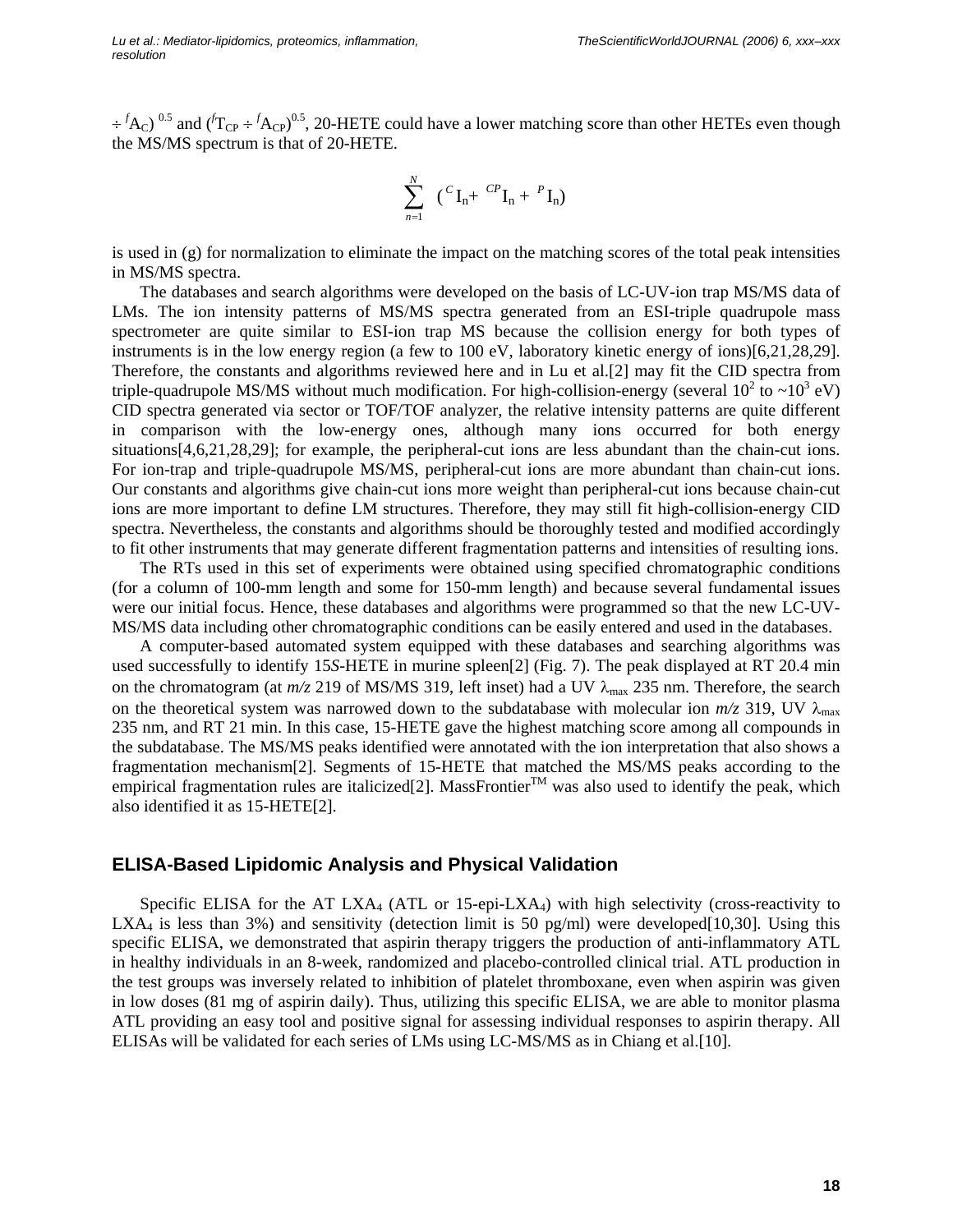$\div {}^{f}A_{C})^{0.5}$ and $({}^{f}T_{CP} \div {}^{f}A_{CP})^{0.5}$, 20-HETE could have a lower matching score than other HETEs even though the MS/MS spectrum is that of 20-HETE.

$$\sum_{n=1}^{N} ({}^{C}I_n + {}^{CP}I_n + {}^{P}I_n)$$

is used in (g) for normalization to eliminate the impact on the matching scores of the total peak intensities in MS/MS spectra.

The databases and search algorithms were developed on the basis of LC-UV-ion trap MS/MS data of LMs. The ion intensity patterns of MS/MS spectra generated from an ESI-triple quadrupole mass spectrometer are quite similar to ESI-ion trap MS because the collision energy for both types of instruments is in the low energy region (a few to 100 eV, laboratory kinetic energy of ions)[6,21,28,29]. Therefore, the constants and algorithms reviewed here and in Lu et al.[2] may fit the CID spectra from triple-quadrupole MS/MS without much modification. For high-collision-energy (several $10^2$ to ~$10^3$ eV) CID spectra generated via sector or TOF/TOF analyzer, the relative intensity patterns are quite different in comparison with the low-energy ones, although many ions occurred for both energy situations[4,6,21,28,29]; for example, the peripheral-cut ions are less abundant than the chain-cut ions. For ion-trap and triple-quadrupole MS/MS, peripheral-cut ions are more abundant than chain-cut ions. Our constants and algorithms give chain-cut ions more weight than peripheral-cut ions because chain-cut ions are more important to define LM structures. Therefore, they may still fit high-collision-energy CID spectra. Nevertheless, the constants and algorithms should be thoroughly tested and modified accordingly to fit other instruments that may generate different fragmentation patterns and intensities of resulting ions.

The RTs used in this set of experiments were obtained using specified chromatographic conditions (for a column of 100-mm length and some for 150-mm length) and because several fundamental issues were our initial focus. Hence, these databases and algorithms were programmed so that the new LC-UV-MS/MS data including other chromatographic conditions can be easily entered and used in the databases.

A computer-based automated system equipped with these databases and searching algorithms was used successfully to identify 15*S*-HETE in murine spleen[2] (Fig. 7). The peak displayed at RT 20.4 min on the chromatogram (at *m/z* 219 of MS/MS 319, left inset) had a UV $\lambda_{max}$ 235 nm. Therefore, the search on the theoretical system was narrowed down to the subdatabase with molecular ion *m/z* 319, UV $\lambda_{max}$ 235 nm, and RT 21 min. In this case, 15-HETE gave the highest matching score among all compounds in the subdatabase. The MS/MS peaks identified were annotated with the ion interpretation that also shows a fragmentation mechanism[2]. Segments of 15-HETE that matched the MS/MS peaks according to the empirical fragmentation rules are italicized[2]. MassFrontier™ was also used to identify the peak, which also identified it as 15-HETE[2].

## ELISA-Based Lipidomic Analysis and Physical Validation

Specific ELISA for the AT $LXA_4$ (ATL or 15-epi-$LXA_4$) with high selectivity (cross-reactivity to $LXA_4$ is less than 3%) and sensitivity (detection limit is 50 pg/ml) were developed[10,30]. Using this specific ELISA, we demonstrated that aspirin therapy triggers the production of anti-inflammatory ATL in healthy individuals in an 8-week, randomized and placebo-controlled clinical trial. ATL production in the test groups was inversely related to inhibition of platelet thromboxane, even when aspirin was given in low doses (81 mg of aspirin daily). Thus, utilizing this specific ELISA, we are able to monitor plasma ATL providing an easy tool and positive signal for assessing individual responses to aspirin therapy. All ELISAs will be validated for each series of LMs using LC-MS/MS as in Chiang et al.[10].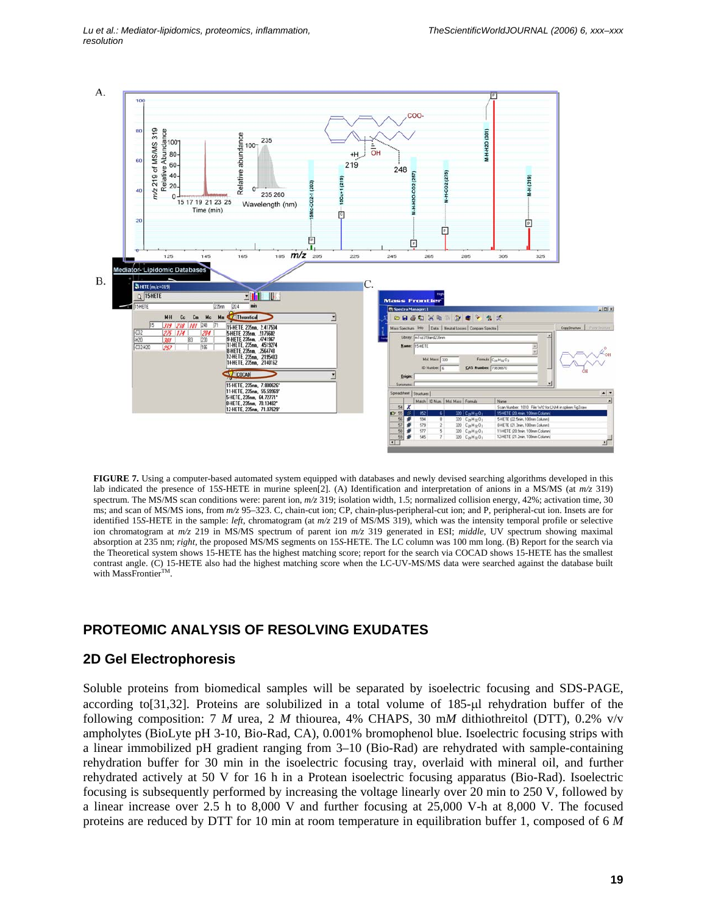**FIGURE 7.** Using a computer-based automated system equipped with databases and newly devised searching algorithms developed in this lab indicated the presence of 15*S*-HETE in murine spleen[2]. (A) Identification and interpretation of anions in a MS/MS (at *m/z* 319) spectrum. The MS/MS scan conditions were: parent ion, *m/z* 319; isolation width, 1.5; normalized collision energy, 42%; activation time, 30 ms; and scan of MS/MS ions, from *m/z* 95–323. C, chain-cut ion; CP, chain-plus-peripheral-cut ion; and P, peripheral-cut ion. Insets are for identified 15*S*-HETE in the sample: *left*, chromatogram (at *m/z* 219 of MS/MS 319), which was the intensity temporal profile or selective ion chromatogram at *m/z* 219 in MS/MS spectrum of parent ion *m/z* 319 generated in ESI; *middle*, UV spectrum showing maximal absorption at 235 nm; *right*, the proposed MS/MS segments on 15*S*-HETE. The LC column was 100 mm long. (B) Report for the search via the Theoretical system shows 15-HETE has the highest matching score; report for the search via COCAD shows 15-HETE has the smallest contrast angle. (C) 15-HETE also had the highest matching score when the LC-UV-MS/MS data were searched against the database built with MassFrontier$^{TM}$.

## PROTEOMIC ANALYSIS OF RESOLVING EXUDATES

### 2D Gel Electrophoresis

Soluble proteins from biomedical samples will be separated by isoelectric focusing and SDS-PAGE, according to[31,32]. Proteins are solubilized in a total volume of 185-µl rehydration buffer of the following composition: 7 *M* urea, 2 *M* thiourea, 4% CHAPS, 30 m*M* dithiothreitol (DTT), 0.2% v/v ampholytes (BioLyte pH 3-10, Bio-Rad, CA), 0.001% bromophenol blue. Isoelectric focusing strips with a linear immobilized pH gradient ranging from 3–10 (Bio-Rad) are rehydrated with sample-containing rehydration buffer for 30 min in the isoelectric focusing tray, overlaid with mineral oil, and further rehydrated actively at 50 V for 16 h in a Protean isoelectric focusing apparatus (Bio-Rad). Isoelectric focusing is subsequently performed by increasing the voltage linearly over 20 min to 250 V, followed by a linear increase over 2.5 h to 8,000 V and further focusing at 25,000 V-h at 8,000 V. The focused proteins are reduced by DTT for 10 min at room temperature in equilibration buffer 1, composed of 6 *M*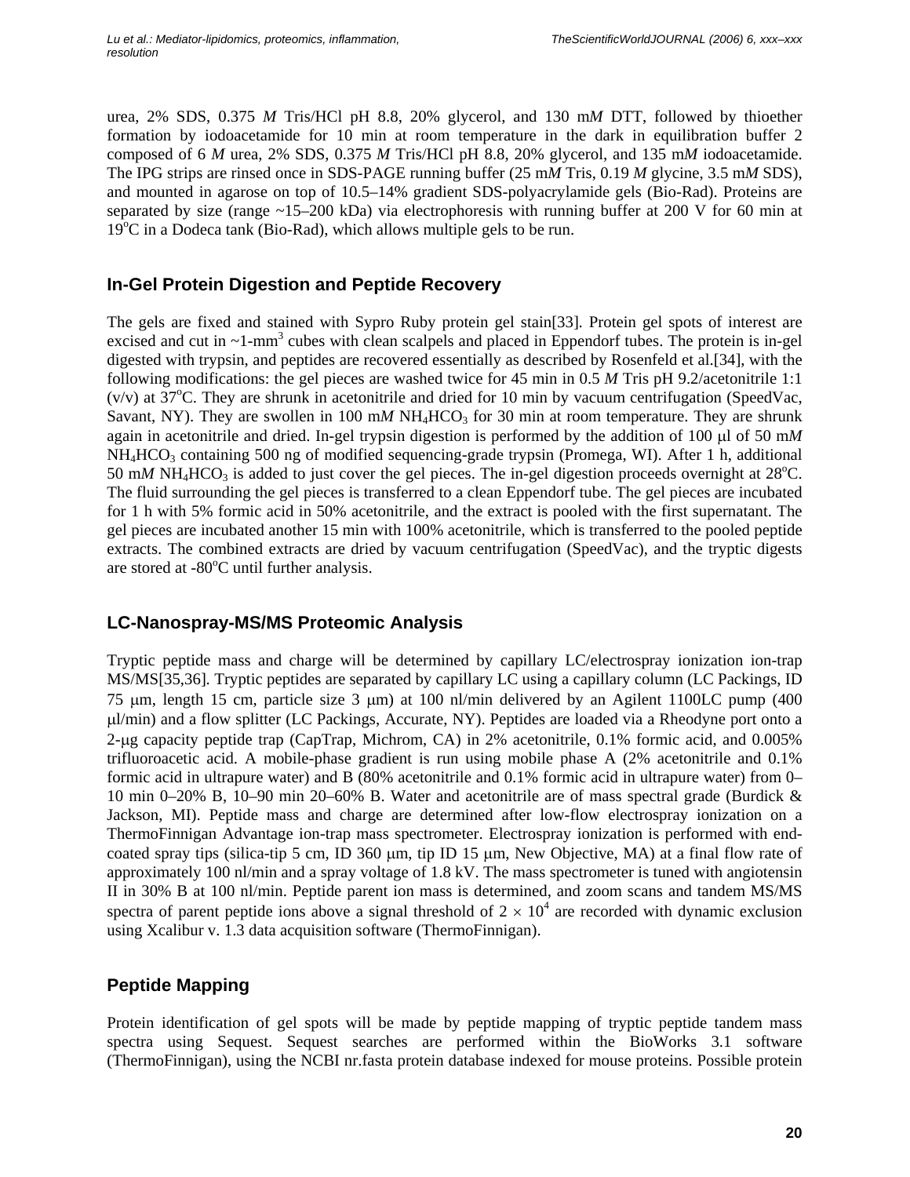urea, 2% SDS, 0.375 *M* Tris/HCl pH 8.8, 20% glycerol, and 130 m*M* DTT, followed by thioether formation by iodoacetamide for 10 min at room temperature in the dark in equilibration buffer 2 composed of 6 *M* urea, 2% SDS, 0.375 *M* Tris/HCl pH 8.8, 20% glycerol, and 135 m*M* iodoacetamide. The IPG strips are rinsed once in SDS-PAGE running buffer (25 m*M* Tris, 0.19 *M* glycine, 3.5 m*M* SDS), and mounted in agarose on top of 10.5–14% gradient SDS-polyacrylamide gels (Bio-Rad). Proteins are separated by size (range ~15–200 kDa) via electrophoresis with running buffer at 200 V for 60 min at 19$^{o}$C in a Dodeca tank (Bio-Rad), which allows multiple gels to be run.

## In-Gel Protein Digestion and Peptide Recovery

The gels are fixed and stained with Sypro Ruby protein gel stain[33]. Protein gel spots of interest are excised and cut in ~1-mm$^3$ cubes with clean scalpels and placed in Eppendorf tubes. The protein is in-gel digested with trypsin, and peptides are recovered essentially as described by Rosenfeld et al.[34], with the following modifications: the gel pieces are washed twice for 45 min in 0.5 *M* Tris pH 9.2/acetonitrile 1:1 (v/v) at 37$^{o}$C. They are shrunk in acetonitrile and dried for 10 min by vacuum centrifugation (SpeedVac, Savant, NY). They are swollen in 100 m*M* $NH_4HCO_3$ for 30 min at room temperature. They are shrunk again in acetonitrile and dried. In-gel trypsin digestion is performed by the addition of 100 μl of 50 m*M* $NH_4HCO_3$ containing 500 ng of modified sequencing-grade trypsin (Promega, WI). After 1 h, additional 50 m*M* $NH_4HCO_3$ is added to just cover the gel pieces. The in-gel digestion proceeds overnight at 28$^{o}$C. The fluid surrounding the gel pieces is transferred to a clean Eppendorf tube. The gel pieces are incubated for 1 h with 5% formic acid in 50% acetonitrile, and the extract is pooled with the first supernatant. The gel pieces are incubated another 15 min with 100% acetonitrile, which is transferred to the pooled peptide extracts. The combined extracts are dried by vacuum centrifugation (SpeedVac), and the tryptic digests are stored at -80$^{o}$C until further analysis.

## LC-Nanospray-MS/MS Proteomic Analysis

Tryptic peptide mass and charge will be determined by capillary LC/electrospray ionization ion-trap MS/MS[35,36]. Tryptic peptides are separated by capillary LC using a capillary column (LC Packings, ID 75 μm, length 15 cm, particle size 3 μm) at 100 nl/min delivered by an Agilent 1100LC pump (400 μl/min) and a flow splitter (LC Packings, Accurate, NY). Peptides are loaded via a Rheodyne port onto a 2-μg capacity peptide trap (CapTrap, Michrom, CA) in 2% acetonitrile, 0.1% formic acid, and 0.005% trifluoroacetic acid. A mobile-phase gradient is run using mobile phase A (2% acetonitrile and 0.1% formic acid in ultrapure water) and B (80% acetonitrile and 0.1% formic acid in ultrapure water) from 0–10 min 0–20% B, 10–90 min 20–60% B. Water and acetonitrile are of mass spectral grade (Burdick & Jackson, MI). Peptide mass and charge are determined after low-flow electrospray ionization on a ThermoFinnigan Advantage ion-trap mass spectrometer. Electrospray ionization is performed with end-coated spray tips (silica-tip 5 cm, ID 360 μm, tip ID 15 μm, New Objective, MA) at a final flow rate of approximately 100 nl/min and a spray voltage of 1.8 kV. The mass spectrometer is tuned with angiotensin II in 30% B at 100 nl/min. Peptide parent ion mass is determined, and zoom scans and tandem MS/MS spectra of parent peptide ions above a signal threshold of $2 \times 10^4$ are recorded with dynamic exclusion using Xcalibur v. 1.3 data acquisition software (ThermoFinnigan).

## Peptide Mapping

Protein identification of gel spots will be made by peptide mapping of tryptic peptide tandem mass spectra using Sequest. Sequest searches are performed within the BioWorks 3.1 software (ThermoFinnigan), using the NCBI nr.fasta protein database indexed for mouse proteins. Possible protein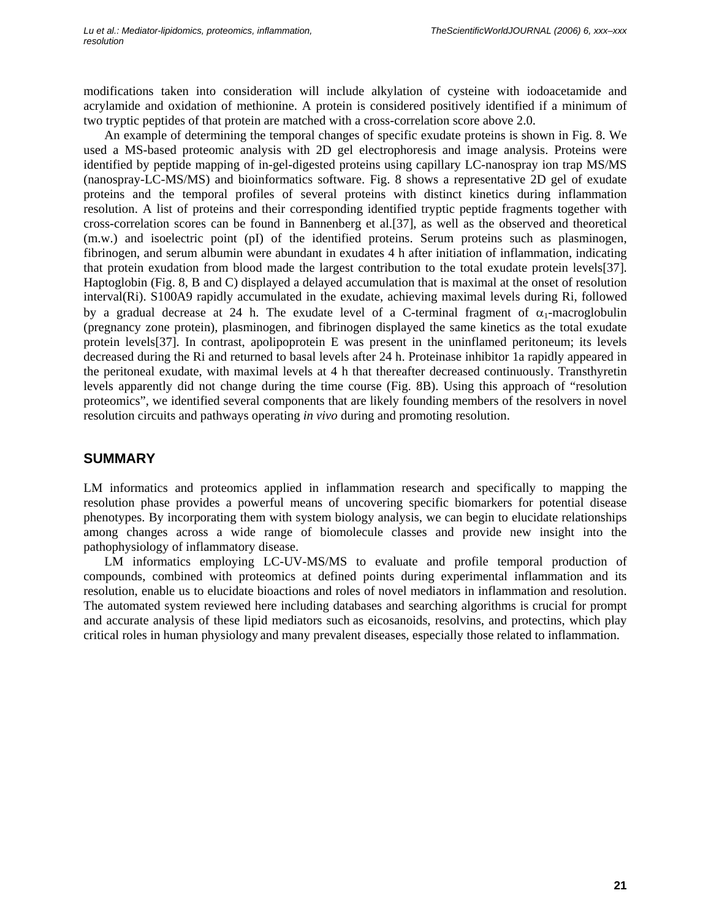modifications taken into consideration will include alkylation of cysteine with iodoacetamide and acrylamide and oxidation of methionine. A protein is considered positively identified if a minimum of two tryptic peptides of that protein are matched with a cross-correlation score above 2.0.

An example of determining the temporal changes of specific exudate proteins is shown in Fig. 8. We used a MS-based proteomic analysis with 2D gel electrophoresis and image analysis. Proteins were identified by peptide mapping of in-gel-digested proteins using capillary LC-nanospray ion trap MS/MS (nanospray-LC-MS/MS) and bioinformatics software. Fig. 8 shows a representative 2D gel of exudate proteins and the temporal profiles of several proteins with distinct kinetics during inflammation resolution. A list of proteins and their corresponding identified tryptic peptide fragments together with cross-correlation scores can be found in Bannenberg et al.[37], as well as the observed and theoretical (m.w.) and isoelectric point (pI) of the identified proteins. Serum proteins such as plasminogen, fibrinogen, and serum albumin were abundant in exudates 4 h after initiation of inflammation, indicating that protein exudation from blood made the largest contribution to the total exudate protein levels[37]. Haptoglobin (Fig. 8, B and C) displayed a delayed accumulation that is maximal at the onset of resolution interval(Ri). S100A9 rapidly accumulated in the exudate, achieving maximal levels during Ri, followed by a gradual decrease at 24 h. The exudate level of a C-terminal fragment of $\alpha_1$-macroglobulin (pregnancy zone protein), plasminogen, and fibrinogen displayed the same kinetics as the total exudate protein levels[37]. In contrast, apolipoprotein E was present in the uninflamed peritoneum; its levels decreased during the Ri and returned to basal levels after 24 h. Proteinase inhibitor 1a rapidly appeared in the peritoneal exudate, with maximal levels at 4 h that thereafter decreased continuously. Transthyretin levels apparently did not change during the time course (Fig. 8B). Using this approach of "resolution proteomics", we identified several components that are likely founding members of the resolvers in novel resolution circuits and pathways operating *in vivo* during and promoting resolution.

## SUMMARY

LM informatics and proteomics applied in inflammation research and specifically to mapping the resolution phase provides a powerful means of uncovering specific biomarkers for potential disease phenotypes. By incorporating them with system biology analysis, we can begin to elucidate relationships among changes across a wide range of biomolecule classes and provide new insight into the pathophysiology of inflammatory disease.

LM informatics employing LC-UV-MS/MS to evaluate and profile temporal production of compounds, combined with proteomics at defined points during experimental inflammation and its resolution, enable us to elucidate bioactions and roles of novel mediators in inflammation and resolution. The automated system reviewed here including databases and searching algorithms is crucial for prompt and accurate analysis of these lipid mediators such as eicosanoids, resolvins, and protectins, which play critical roles in human physiology and many prevalent diseases, especially those related to inflammation.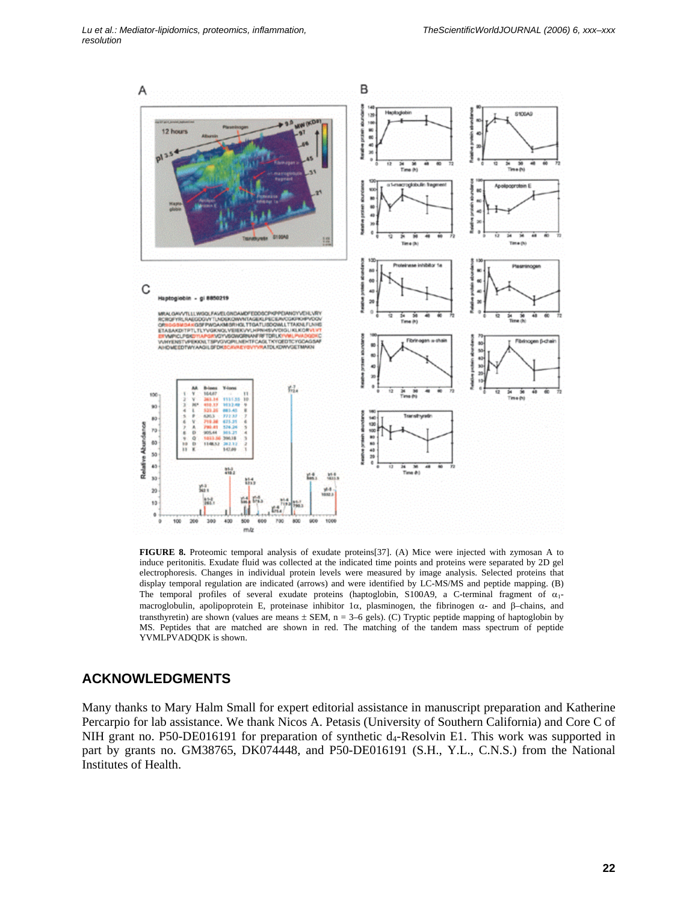**FIGURE 8.** Proteomic temporal analysis of exudate proteins[37]. (A) Mice were injected with zymosan A to induce peritonitis. Exudate fluid was collected at the indicated time points and proteins were separated by 2D gel electrophoresis. Changes in individual protein levels were measured by image analysis. Selected proteins that display temporal regulation are indicated (arrows) and were identified by LC-MS/MS and peptide mapping. (B) The temporal profiles of several exudate proteins (haptoglobin, S100A9, a C-terminal fragment of $\alpha_1$-macroglobulin, apolipoprotein E, proteinase inhibitor 1$\alpha$, plasminogen, the fibrinogen $\alpha$- and $\beta$–chains, and transthyretin) are shown (values are means ± SEM, n = 3–6 gels). (C) Tryptic peptide mapping of haptoglobin by MS. Peptides that are matched are shown in red. The matching of the tandem mass spectrum of peptide YVMLPVADQDK is shown.

## ACKNOWLEDGMENTS

Many thanks to Mary Halm Small for expert editorial assistance in manuscript preparation and Katherine Percarpio for lab assistance. We thank Nicos A. Petasis (University of Southern California) and Core C of NIH grant no. P50-DE016191 for preparation of synthetic $d_4$-Resolvin E1. This work was supported in part by grants no. GM38765, DK074448, and P50-DE016191 (S.H., Y.L., C.N.S.) from the National Institutes of Health.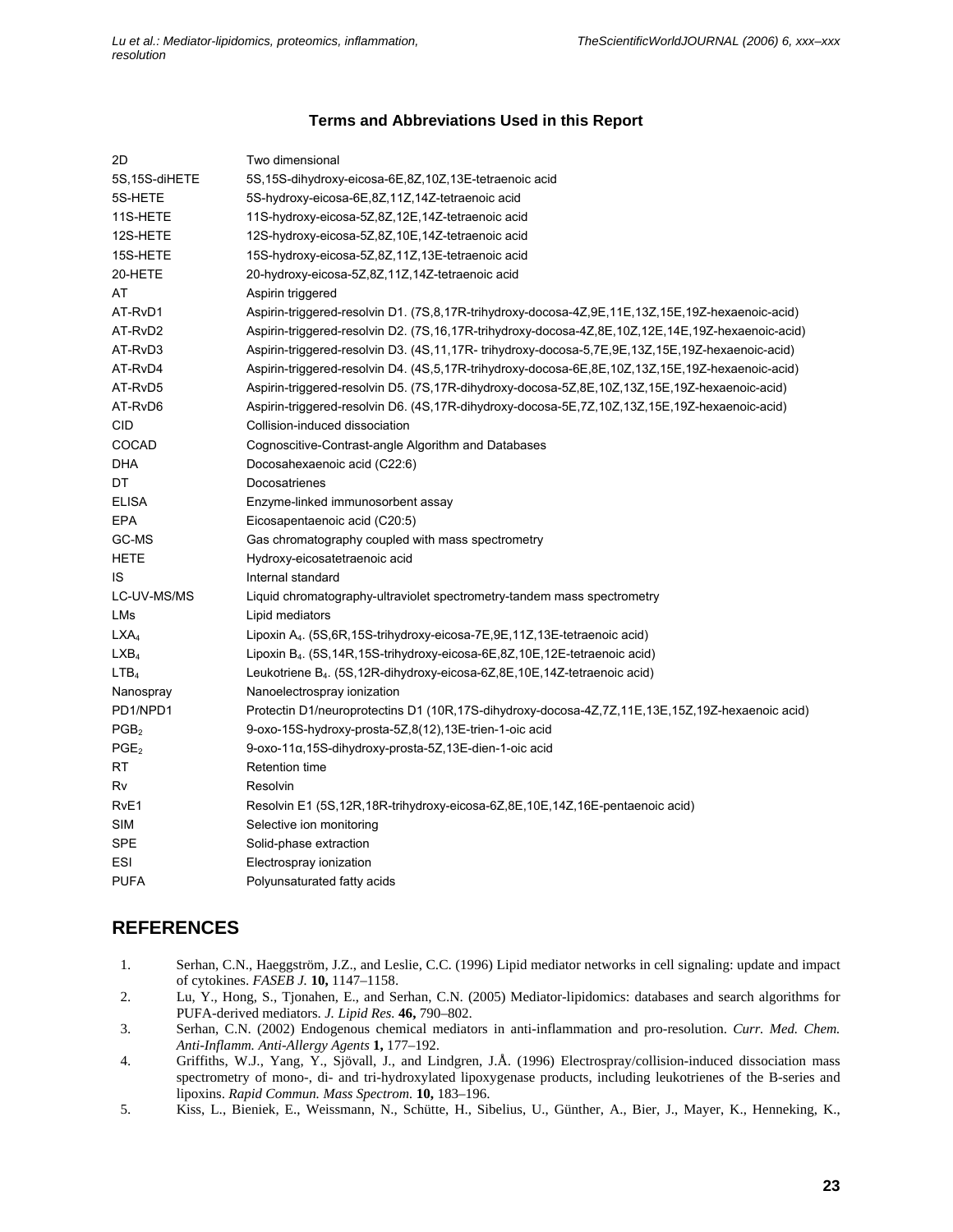### Terms and Abbreviations Used in this Report

| | |
|---|---|
| 2D | Two dimensional |
| 5S,15S-diHETE | 5S,15S-dihydroxy-eicosa-6E,8Z,10Z,13E-tetraenoic acid |
| 5S-HETE | 5S-hydroxy-eicosa-6E,8Z,11Z,14Z-tetraenoic acid |
| 11S-HETE | 11S-hydroxy-eicosa-5Z,8Z,12E,14Z-tetraenoic acid |
| 12S-HETE | 12S-hydroxy-eicosa-5Z,8Z,10E,14Z-tetraenoic acid |
| 15S-HETE | 15S-hydroxy-eicosa-5Z,8Z,11Z,13E-tetraenoic acid |
| 20-HETE | 20-hydroxy-eicosa-5Z,8Z,11Z,14Z-tetraenoic acid |
| AT | Aspirin triggered |
| AT-RvD1 | Aspirin-triggered-resolvin D1. (7S,8,17R-trihydroxy-docosa-4Z,9E,11E,13Z,15E,19Z-hexaenoic-acid) |
| AT-RvD2 | Aspirin-triggered-resolvin D2. (7S,16,17R-trihydroxy-docosa-4Z,8E,10Z,12E,14E,19Z-hexaenoic-acid) |
| AT-RvD3 | Aspirin-triggered-resolvin D3. (4S,11,17R- trihydroxy-docosa-5,7E,9E,13Z,15E,19Z-hexaenoic-acid) |
| AT-RvD4 | Aspirin-triggered-resolvin D4. (4S,5,17R-trihydroxy-docosa-6E,8E,10Z,13Z,15E,19Z-hexaenoic-acid) |
| AT-RvD5 | Aspirin-triggered-resolvin D5. (7S,17R-dihydroxy-docosa-5Z,8E,10Z,13Z,15E,19Z-hexaenoic-acid) |
| AT-RvD6 | Aspirin-triggered-resolvin D6. (4S,17R-dihydroxy-docosa-5E,7Z,10Z,13Z,15E,19Z-hexaenoic-acid) |
| CID | Collision-induced dissociation |
| COCAD | Cognoscitive-Contrast-angle Algorithm and Databases |
| DHA | Docosahexaenoic acid (C22:6) |
| DT | Docosatrienes |
| ELISA | Enzyme-linked immunosorbent assay |
| EPA | Eicosapentaenoic acid (C20:5) |
| GC-MS | Gas chromatography coupled with mass spectrometry |
| HETE | Hydroxy-eicosatetraenoic acid |
| IS | Internal standard |
| LC-UV-MS/MS | Liquid chromatography-ultraviolet spectrometry-tandem mass spectrometry |
| LMs | Lipid mediators |
| $LXA_4$ | Lipoxin $A_4$. (5S,6R,15S-trihydroxy-eicosa-7E,9E,11Z,13E-tetraenoic acid) |
| $LXB_4$ | Lipoxin $B_4$. (5S,14R,15S-trihydroxy-eicosa-6E,8Z,10E,12E-tetraenoic acid) |
| $LTB_4$ | Leukotriene $B_4$. (5S,12R-dihydroxy-eicosa-6Z,8E,10E,14Z-tetraenoic acid) |
| Nanospray | Nanoelectrospray ionization |
| PD1/NPD1 | Protectin D1/neuroprotectins D1 (10R,17S-dihydroxy-docosa-4Z,7Z,11E,13E,15Z,19Z-hexaenoic-acid) |
| $PGB_2$ | 9-oxo-15S-hydroxy-prosta-5Z,8(12),13E-trien-1-oic acid |
| $PGE_2$ | 9-oxo-11α,15S-dihydroxy-prosta-5Z,13E-dien-1-oic acid |
| RT | Retention time |
| Rv | Resolvin |
| RvE1 | Resolvin E1 (5S,12R,18R-trihydroxy-eicosa-6Z,8E,10E,14Z,16E-pentaenoic acid) |
| SIM | Selective ion monitoring |
| SPE | Solid-phase extraction |
| ESI | Electrospray ionization |
| PUFA | Polyunsaturated fatty acids |

## REFERENCES

1. Serhan, C.N., Haeggström, J.Z., and Leslie, C.C. (1996) Lipid mediator networks in cell signaling: update and impact of cytokines. *FASEB J.* **10,** 1147–1158.
2. Lu, Y., Hong, S., Tjonahen, E., and Serhan, C.N. (2005) Mediator-lipidomics: databases and search algorithms for PUFA-derived mediators. *J. Lipid Res.* **46,** 790–802.
3. Serhan, C.N. (2002) Endogenous chemical mediators in anti-inflammation and pro-resolution. *Curr. Med. Chem. Anti-Inflamm. Anti-Allergy Agents* **1,** 177–192.
4. Griffiths, W.J., Yang, Y., Sjövall, J., and Lindgren, J.Å. (1996) Electrospray/collision-induced dissociation mass spectrometry of mono-, di- and tri-hydroxylated lipoxygenase products, including leukotrienes of the B-series and lipoxins. *Rapid Commun. Mass Spectrom.* **10,** 183–196.
5. Kiss, L., Bieniek, E., Weissmann, N., Schütte, H., Sibelius, U., Günther, A., Bier, J., Mayer, K., Henneking, K.,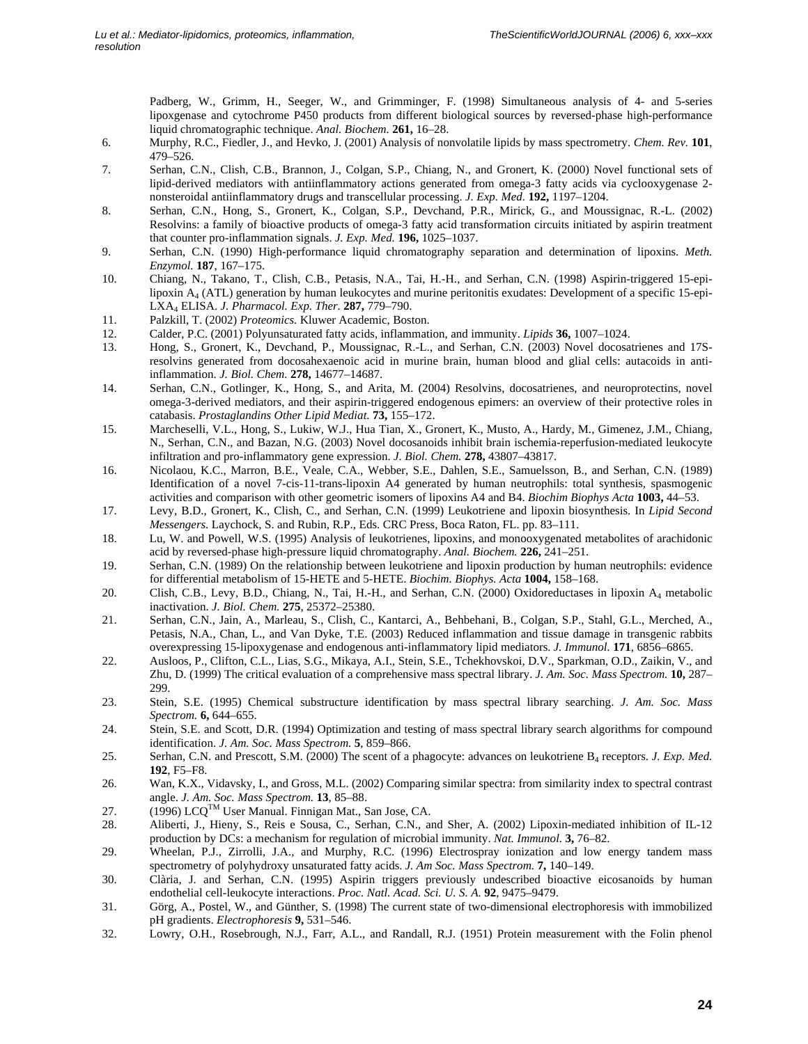Padberg, W., Grimm, H., Seeger, W., and Grimminger, F. (1998) Simultaneous analysis of 4- and 5-series lipoxgenase and cytochrome P450 products from different biological sources by reversed-phase high-performance liquid chromatographic technique. *Anal. Biochem.* **261,** 16–28.

6. Murphy, R.C., Fiedler, J., and Hevko, J. (2001) Analysis of nonvolatile lipids by mass spectrometry. *Chem. Rev.* **101**, 479–526.
7. Serhan, C.N., Clish, C.B., Brannon, J., Colgan, S.P., Chiang, N., and Gronert, K. (2000) Novel functional sets of lipid-derived mediators with antiinflammatory actions generated from omega-3 fatty acids via cyclooxygenase 2-nonsteroidal antiinflammatory drugs and transcellular processing. *J. Exp. Med.* **192,** 1197–1204.
8. Serhan, C.N., Hong, S., Gronert, K., Colgan, S.P., Devchand, P.R., Mirick, G., and Moussignac, R.-L. (2002) Resolvins: a family of bioactive products of omega-3 fatty acid transformation circuits initiated by aspirin treatment that counter pro-inflammation signals. *J. Exp. Med.* **196,** 1025–1037.
9. Serhan, C.N. (1990) High-performance liquid chromatography separation and determination of lipoxins. *Meth. Enzymol.* **187**, 167–175.
10. Chiang, N., Takano, T., Clish, C.B., Petasis, N.A., Tai, H.-H., and Serhan, C.N. (1998) Aspirin-triggered 15-epi-lipoxin $A_4$ (ATL) generation by human leukocytes and murine peritonitis exudates: Development of a specific 15-epi-$LXA_4$ ELISA. *J. Pharmacol. Exp. Ther.* **287,** 779–790.
11. Palzkill, T. (2002) *Proteomics.* Kluwer Academic, Boston.
12. Calder, P.C. (2001) Polyunsaturated fatty acids, inflammation, and immunity. *Lipids* **36,** 1007–1024.
13. Hong, S., Gronert, K., Devchand, P., Moussignac, R.-L., and Serhan, C.N. (2003) Novel docosatrienes and 17S-resolvins generated from docosahexaenoic acid in murine brain, human blood and glial cells: autacoids in anti-inflammation. *J. Biol. Chem.* **278,** 14677–14687.
14. Serhan, C.N., Gotlinger, K., Hong, S., and Arita, M. (2004) Resolvins, docosatrienes, and neuroprotectins, novel omega-3-derived mediators, and their aspirin-triggered endogenous epimers: an overview of their protective roles in catabasis. *Prostaglandins Other Lipid Mediat.* **73,** 155–172.
15. Marcheselli, V.L., Hong, S., Lukiw, W.J., Hua Tian, X., Gronert, K., Musto, A., Hardy, M., Gimenez, J.M., Chiang, N., Serhan, C.N., and Bazan, N.G. (2003) Novel docosanoids inhibit brain ischemia-reperfusion-mediated leukocyte infiltration and pro-inflammatory gene expression. *J. Biol. Chem.* **278,** 43807–43817.
16. Nicolaou, K.C., Marron, B.E., Veale, C.A., Webber, S.E., Dahlen, S.E., Samuelsson, B., and Serhan, C.N. (1989) Identification of a novel 7-cis-11-trans-lipoxin A4 generated by human neutrophils: total synthesis, spasmogenic activities and comparison with other geometric isomers of lipoxins A4 and B4. *Biochim Biophys Acta* **1003,** 44–53.
17. Levy, B.D., Gronert, K., Clish, C., and Serhan, C.N. (1999) Leukotriene and lipoxin biosynthesis. In *Lipid Second Messengers*. Laychock, S. and Rubin, R.P., Eds. CRC Press, Boca Raton, FL. pp. 83–111.
18. Lu, W. and Powell, W.S. (1995) Analysis of leukotrienes, lipoxins, and monooxygenated metabolites of arachidonic acid by reversed-phase high-pressure liquid chromatography. *Anal. Biochem.* **226,** 241–251.
19. Serhan, C.N. (1989) On the relationship between leukotriene and lipoxin production by human neutrophils: evidence for differential metabolism of 15-HETE and 5-HETE. *Biochim. Biophys. Acta* **1004,** 158–168.
20. Clish, C.B., Levy, B.D., Chiang, N., Tai, H.-H., and Serhan, C.N. (2000) Oxidoreductases in lipoxin $A_4$ metabolic inactivation. *J. Biol. Chem.* **275**, 25372–25380.
21. Serhan, C.N., Jain, A., Marleau, S., Clish, C., Kantarci, A., Behbehani, B., Colgan, S.P., Stahl, G.L., Merched, A., Petasis, N.A., Chan, L., and Van Dyke, T.E. (2003) Reduced inflammation and tissue damage in transgenic rabbits overexpressing 15-lipoxygenase and endogenous anti-inflammatory lipid mediators. *J. Immunol.* **171**, 6856–6865.
22. Ausloos, P., Clifton, C.L., Lias, S.G., Mikaya, A.I., Stein, S.E., Tchekhovskoi, D.V., Sparkman, O.D., Zaikin, V., and Zhu, D. (1999) The critical evaluation of a comprehensive mass spectral library. *J. Am. Soc. Mass Spectrom.* **10,** 287–299.
23. Stein, S.E. (1995) Chemical substructure identification by mass spectral library searching. *J. Am. Soc. Mass Spectrom.* **6,** 644–655.
24. Stein, S.E. and Scott, D.R. (1994) Optimization and testing of mass spectral library search algorithms for compound identification. *J. Am. Soc. Mass Spectrom.* **5**, 859–866.
25. Serhan, C.N. and Prescott, S.M. (2000) The scent of a phagocyte: advances on leukotriene $B_4$ receptors. *J. Exp. Med.* **192**, F5–F8.
26. Wan, K.X., Vidavsky, I., and Gross, M.L. (2002) Comparing similar spectra: from similarity index to spectral contrast angle. *J. Am. Soc. Mass Spectrom.* **13**, 85–88.
27. (1996) LCQ™ User Manual. Finnigan Mat., San Jose, CA.
28. Aliberti, J., Hieny, S., Reis e Sousa, C., Serhan, C.N., and Sher, A. (2002) Lipoxin-mediated inhibition of IL-12 production by DCs: a mechanism for regulation of microbial immunity. *Nat. Immunol.* **3,** 76–82.
29. Wheelan, P.J., Zirrolli, J.A., and Murphy, R.C. (1996) Electrospray ionization and low energy tandem mass spectrometry of polyhydroxy unsaturated fatty acids. *J. Am Soc. Mass Spectrom.* **7,** 140–149.
30. Clària, J. and Serhan, C.N. (1995) Aspirin triggers previously undescribed bioactive eicosanoids by human endothelial cell-leukocyte interactions. *Proc. Natl. Acad. Sci. U. S. A.* **92**, 9475–9479.
31. Görg, A., Postel, W., and Günther, S. (1998) The current state of two-dimensional electrophoresis with immobilized pH gradients. *Electrophoresis* **9,** 531–546.
32. Lowry, O.H., Rosebrough, N.J., Farr, A.L., and Randall, R.J. (1951) Protein measurement with the Folin phenol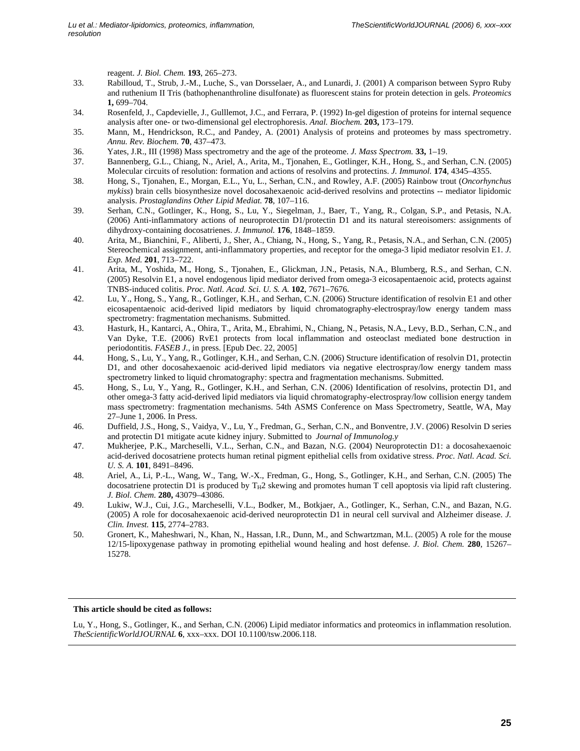reagent. *J. Biol. Chem.* **193**, 265–273.

33. Rabilloud, T., Strub, J.-M., Luche, S., van Dorsselaer, A., and Lunardi, J. (2001) A comparison between Sypro Ruby and ruthenium II Tris (bathophenanthroline disulfonate) as fluorescent stains for protein detection in gels. *Proteomics* **1,** 699–704.
34. Rosenfeld, J., Capdevielle, J., Gulllemot, J.C., and Ferrara, P. (1992) In-gel digestion of proteins for internal sequence analysis after one- or two-dimensional gel electrophoresis. *Anal. Biochem.* **203,** 173–179.
35. Mann, M., Hendrickson, R.C., and Pandey, A. (2001) Analysis of proteins and proteomes by mass spectrometry. *Annu. Rev. Biochem.* **70**, 437–473.
36. Yates, J.R., III (1998) Mass spectrometry and the age of the proteome. *J. Mass Spectrom.* **33,** 1–19.
37. Bannenberg, G.L., Chiang, N., Ariel, A., Arita, M., Tjonahen, E., Gotlinger, K.H., Hong, S., and Serhan, C.N. (2005) Molecular circuits of resolution: formation and actions of resolvins and protectins. *J. Immunol.* **174**, 4345–4355.
38. Hong, S., Tjonahen, E., Morgan, E.L., Yu, L., Serhan, C.N., and Rowley, A.F. (2005) Rainbow trout (*Oncorhynchus mykiss*) brain cells biosynthesize novel docosahexaenoic acid-derived resolvins and protectins -- mediator lipidomic analysis. *Prostaglandins Other Lipid Mediat.* **78**, 107–116.
39. Serhan, C.N., Gotlinger, K., Hong, S., Lu, Y., Siegelman, J., Baer, T., Yang, R., Colgan, S.P., and Petasis, N.A. (2006) Anti-inflammatory actions of neuroprotectin D1/protectin D1 and its natural stereoisomers: assignments of dihydroxy-containing docosatrienes. *J. Immunol.* **176**, 1848–1859.
40. Arita, M., Bianchini, F., Aliberti, J., Sher, A., Chiang, N., Hong, S., Yang, R., Petasis, N.A., and Serhan, C.N. (2005) Stereochemical assignment, anti-inflammatory properties, and receptor for the omega-3 lipid mediator resolvin E1. *J. Exp. Med.* **201**, 713–722.
41. Arita, M., Yoshida, M., Hong, S., Tjonahen, E., Glickman, J.N., Petasis, N.A., Blumberg, R.S., and Serhan, C.N. (2005) Resolvin E1, a novel endogenous lipid mediator derived from omega-3 eicosapentaenoic acid, protects against TNBS-induced colitis. *Proc. Natl. Acad. Sci. U. S. A.* **102**, 7671–7676.
42. Lu, Y., Hong, S., Yang, R., Gotlinger, K.H., and Serhan, C.N. (2006) Structure identification of resolvin E1 and other eicosapentaenoic acid-derived lipid mediators by liquid chromatography-electrospray/low energy tandem mass spectrometry: fragmentation mechanisms. Submitted.
43. Hasturk, H., Kantarci, A., Ohira, T., Arita, M., Ebrahimi, N., Chiang, N., Petasis, N.A., Levy, B.D., Serhan, C.N., and Van Dyke, T.E. (2006) RvE1 protects from local inflammation and osteoclast mediated bone destruction in periodontitis. *FASEB J.*, in press. [Epub Dec. 22, 2005]
44. Hong, S., Lu, Y., Yang, R., Gotlinger, K.H., and Serhan, C.N. (2006) Structure identification of resolvin D1, protectin D1, and other docosahexaenoic acid-derived lipid mediators via negative electrospray/low energy tandem mass spectrometry linked to liquid chromatography: spectra and fragmentation mechanisms. Submitted.
45. Hong, S., Lu, Y., Yang, R., Gotlinger, K.H., and Serhan, C.N. (2006) Identification of resolvins, protectin D1, and other omega-3 fatty acid-derived lipid mediators via liquid chromatography-electrospray/low collision energy tandem mass spectrometry: fragmentation mechanisms. 54th ASMS Conference on Mass Spectrometry, Seattle, WA, May 27–June 1, 2006. In Press.
46. Duffield, J.S., Hong, S., Vaidya, V., Lu, Y., Fredman, G., Serhan, C.N., and Bonventre, J.V. (2006) Resolvin D series and protectin D1 mitigate acute kidney injury. Submitted to *Journal of Immunolog.y*
47. Mukherjee, P.K., Marcheselli, V.L., Serhan, C.N., and Bazan, N.G. (2004) Neuroprotectin D1: a docosahexaenoic acid-derived docosatriene protects human retinal pigment epithelial cells from oxidative stress. *Proc. Natl. Acad. Sci. U. S. A.* **101**, 8491–8496.
48. Ariel, A., Li, P.-L., Wang, W., Tang, W.-X., Fredman, G., Hong, S., Gotlinger, K.H., and Serhan, C.N. (2005) The docosatriene protectin D1 is produced by $T_H2$ skewing and promotes human T cell apoptosis via lipid raft clustering. *J. Biol. Chem.* **280,** 43079–43086.
49. Lukiw, W.J., Cui, J.G., Marcheselli, V.L., Bodker, M., Botkjaer, A., Gotlinger, K., Serhan, C.N., and Bazan, N.G. (2005) A role for docosahexaenoic acid-derived neuroprotectin D1 in neural cell survival and Alzheimer disease. *J. Clin. Invest.* **115**, 2774–2783.
50. Gronert, K., Maheshwari, N., Khan, N., Hassan, I.R., Dunn, M., and Schwartzman, M.L. (2005) A role for the mouse 12/15-lipoxygenase pathway in promoting epithelial wound healing and host defense. *J. Biol. Chem.* **280**, 15267–15278.

---

**This article should be cited as follows:**

Lu, Y., Hong, S., Gotlinger, K., and Serhan, C.N. (2006) Lipid mediator informatics and proteomics in inflammation resolution. *TheScientificWorldJOURNAL* **6**, xxx–xxx. DOI 10.1100/tsw.2006.118.

---